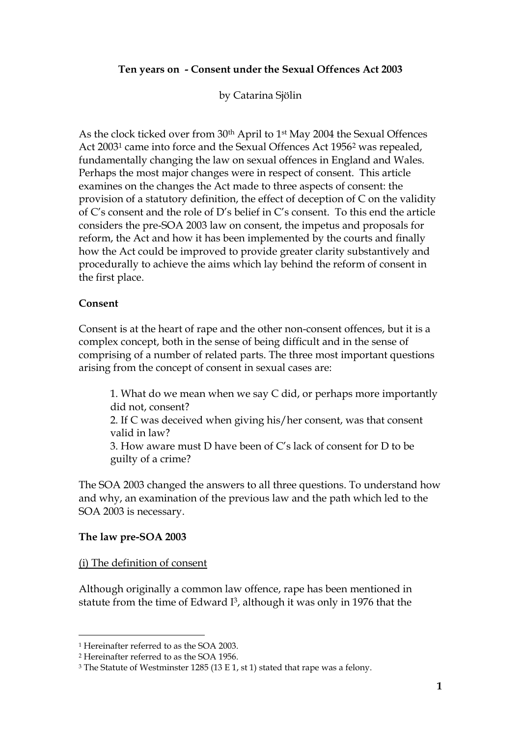**Ten years on - Consent under the Sexual Offences Act 2003**

by Catarina Sjölin

As the clock ticked over from 30th April to 1st May 2004 the Sexual Offences Act 2003[1] came into force and the Sexual Offences Act 1956[2] was repealed, fundamentally changing the law on sexual offences in England and Wales. Perhaps the most major changes were in respect of consent. This article examines on the changes the Act made to three aspects of consent: the provision of a statutory definition, the effect of deception of C on the validity of C's consent and the role of D's belief in C's consent. To this end the article considers the pre-SOA 2003 law on consent, the impetus and proposals for reform, the Act and how it has been implemented by the courts and finally how the Act could be improved to provide greater clarity substantively and procedurally to achieve the aims which lay behind the reform of consent in the first place.

**Consent**

Consent is at the heart of rape and the other non-consent offences, but it is a complex concept, both in the sense of being difficult and in the sense of comprising of a number of related parts. The three most important questions arising from the concept of consent in sexual cases are:

1. What do we mean when we say C did, or perhaps more importantly did not, consent?
2. If C was deceived when giving his/her consent, was that consent valid in law?
3. How aware must D have been of C's lack of consent for D to be guilty of a crime?

The SOA 2003 changed the answers to all three questions. To understand how and why, an examination of the previous law and the path which led to the SOA 2003 is necessary.

**The law pre-SOA 2003**

(i) The definition of consent

Although originally a common law offence, rape has been mentioned in statute from the time of Edward I[3], although it was only in 1976 that the

---

[1] Hereinafter referred to as the SOA 2003.
[2] Hereinafter referred to as the SOA 1956.
[3] The Statute of Westminster 1285 (13 E 1, st 1) stated that rape was a felony.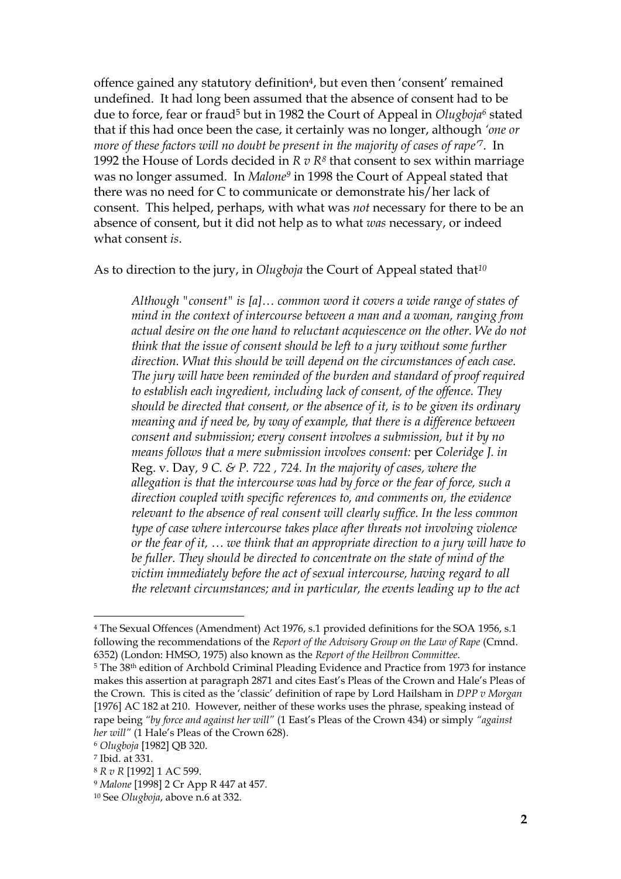offence gained any statutory definition[4], but even then 'consent' remained undefined. It had long been assumed that the absence of consent had to be due to force, fear or fraud[5] but in 1982 the Court of Appeal in *Olugboja*[6] stated that if this had once been the case, it certainly was no longer, although *'one or more of these factors will no doubt be present in the majority of cases of rape'*[7]. In 1992 the House of Lords decided in *R v R*[8] that consent to sex within marriage was no longer assumed. In *Malone*[9] in 1998 the Court of Appeal stated that there was no need for C to communicate or demonstrate his/her lack of consent. This helped, perhaps, with what was *not* necessary for there to be an absence of consent, but it did not help as to what *was* necessary, or indeed what consent *is*.

As to direction to the jury, in *Olugboja* the Court of Appeal stated that[10]

> *Although "consent" is [a]… common word it covers a wide range of states of mind in the context of intercourse between a man and a woman, ranging from actual desire on the one hand to reluctant acquiescence on the other. We do not think that the issue of consent should be left to a jury without some further direction. What this should be will depend on the circumstances of each case. The jury will have been reminded of the burden and standard of proof required to establish each ingredient, including lack of consent, of the offence. They should be directed that consent, or the absence of it, is to be given its ordinary meaning and if need be, by way of example, that there is a difference between consent and submission; every consent involves a submission, but it by no means follows that a mere submission involves consent:* per *Coleridge J. in* Reg. v. Day*, 9 C. & P. 722 , 724. In the majority of cases, where the allegation is that the intercourse was had by force or the fear of force, such a direction coupled with specific references to, and comments on, the evidence relevant to the absence of real consent will clearly suffice. In the less common type of case where intercourse takes place after threats not involving violence or the fear of it, … we think that an appropriate direction to a jury will have to be fuller. They should be directed to concentrate on the state of mind of the victim immediately before the act of sexual intercourse, having regard to all the relevant circumstances; and in particular, the events leading up to the act*

---

[4] The Sexual Offences (Amendment) Act 1976, s.1 provided definitions for the SOA 1956, s.1 following the recommendations of the *Report of the Advisory Group on the Law of Rape* (Cmnd. 6352) (London: HMSO, 1975) also known as the *Report of the Heilbron Committee*.

[5] The 38th edition of Archbold Criminal Pleading Evidence and Practice from 1973 for instance makes this assertion at paragraph 2871 and cites East's Pleas of the Crown and Hale's Pleas of the Crown. This is cited as the 'classic' definition of rape by Lord Hailsham in *DPP v Morgan* [1976] AC 182 at 210. However, neither of these works uses the phrase, speaking instead of rape being *"by force and against her will"* (1 East's Pleas of the Crown 434) or simply *"against her will"* (1 Hale's Pleas of the Crown 628).

[6] *Olugboja* [1982] QB 320.

[7] Ibid. at 331.

[8] *R v R* [1992] 1 AC 599.

[9] *Malone* [1998] 2 Cr App R 447 at 457.

[10] See *Olugboja*, above n.6 at 332.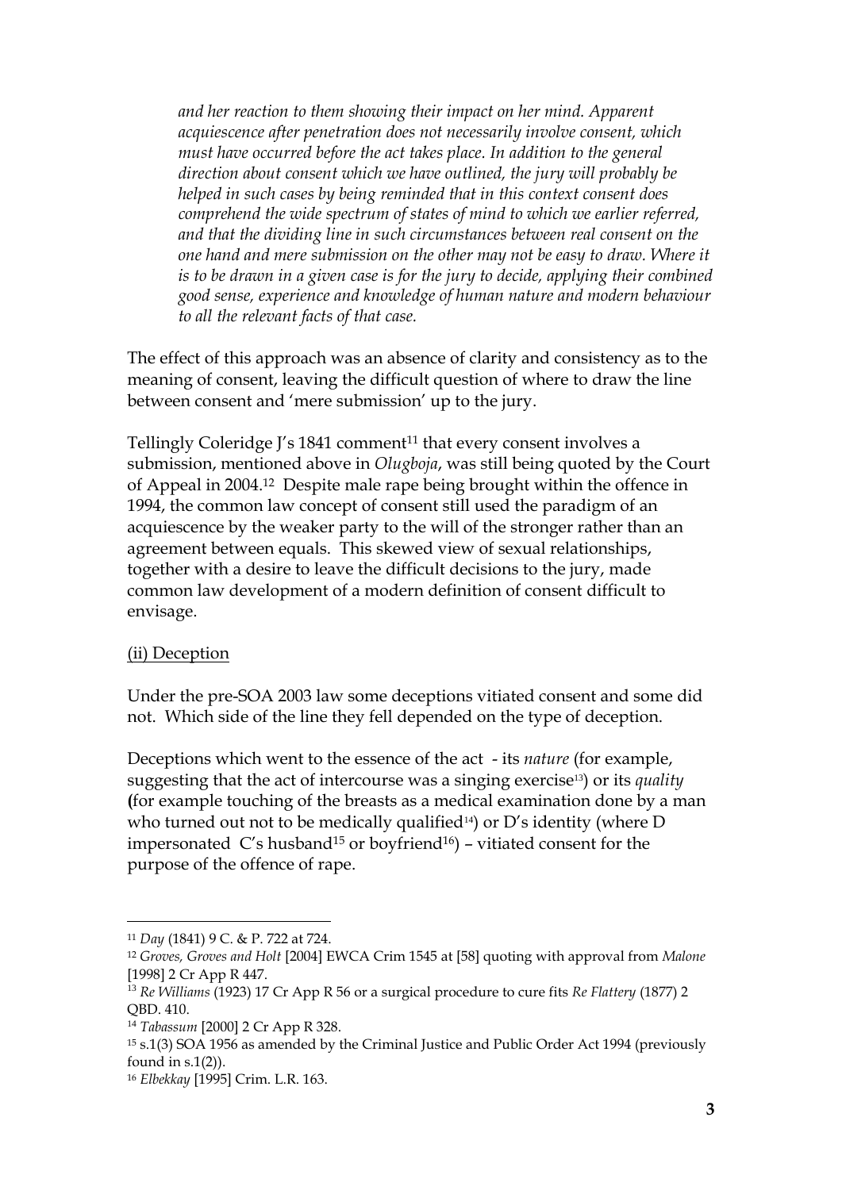> *and her reaction to them showing their impact on her mind. Apparent acquiescence after penetration does not necessarily involve consent, which must have occurred before the act takes place. In addition to the general direction about consent which we have outlined, the jury will probably be helped in such cases by being reminded that in this context consent does comprehend the wide spectrum of states of mind to which we earlier referred, and that the dividing line in such circumstances between real consent on the one hand and mere submission on the other may not be easy to draw. Where it is to be drawn in a given case is for the jury to decide, applying their combined good sense, experience and knowledge of human nature and modern behaviour to all the relevant facts of that case.*

The effect of this approach was an absence of clarity and consistency as to the meaning of consent, leaving the difficult question of where to draw the line between consent and 'mere submission' up to the jury.

Tellingly Coleridge J's 1841 comment[11] that every consent involves a submission, mentioned above in *Olugboja*, was still being quoted by the Court of Appeal in 2004.[12] Despite male rape being brought within the offence in 1994, the common law concept of consent still used the paradigm of an acquiescence by the weaker party to the will of the stronger rather than an agreement between equals. This skewed view of sexual relationships, together with a desire to leave the difficult decisions to the jury, made common law development of a modern definition of consent difficult to envisage.

(ii) Deception

Under the pre-SOA 2003 law some deceptions vitiated consent and some did not. Which side of the line they fell depended on the type of deception.

Deceptions which went to the essence of the act - its *nature* (for example, suggesting that the act of intercourse was a singing exercise[13]) or its *quality* (for example touching of the breasts as a medical examination done by a man who turned out not to be medically qualified[14]) or D's identity (where D impersonated C's husband[15] or boyfriend[16]) – vitiated consent for the purpose of the offence of rape.

---

[11] *Day* (1841) 9 C. & P. 722 at 724.

[12] *Groves, Groves and Holt* [2004] EWCA Crim 1545 at [58] quoting with approval from *Malone* [1998] 2 Cr App R 447.

[13] *Re Williams* (1923) 17 Cr App R 56 or a surgical procedure to cure fits *Re Flattery* (1877) 2 QBD. 410.

[14] *Tabassum* [2000] 2 Cr App R 328.

[15] s.1(3) SOA 1956 as amended by the Criminal Justice and Public Order Act 1994 (previously found in s.1(2)).

[16] *Elbekkay* [1995] Crim. L.R. 163.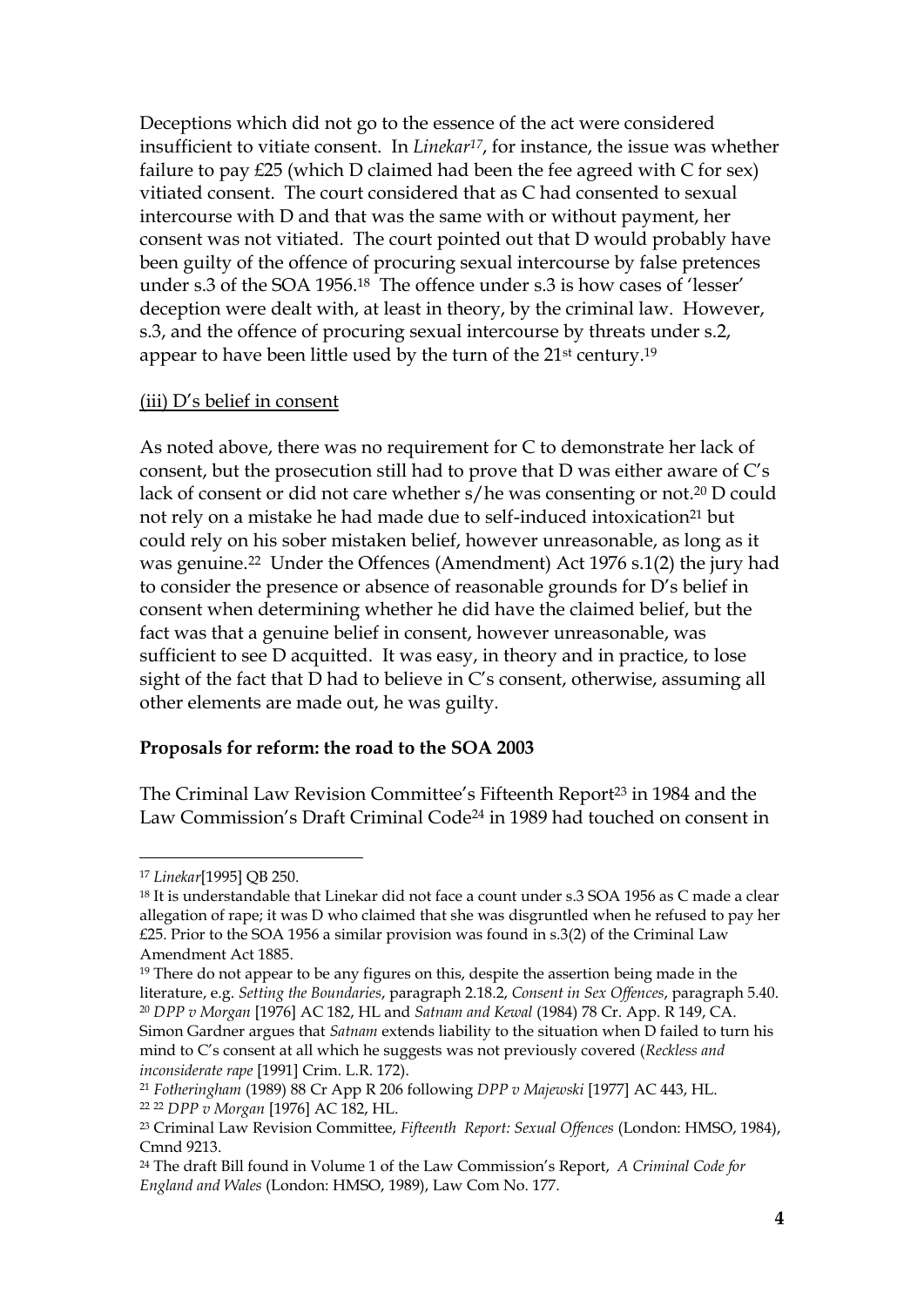Deceptions which did not go to the essence of the act were considered insufficient to vitiate consent. In *Linekar*[17], for instance, the issue was whether failure to pay £25 (which D claimed had been the fee agreed with C for sex) vitiated consent. The court considered that as C had consented to sexual intercourse with D and that was the same with or without payment, her consent was not vitiated. The court pointed out that D would probably have been guilty of the offence of procuring sexual intercourse by false pretences under s.3 of the SOA 1956.[18] The offence under s.3 is how cases of 'lesser' deception were dealt with, at least in theory, by the criminal law. However, s.3, and the offence of procuring sexual intercourse by threats under s.2, appear to have been little used by the turn of the 21st century.[19]

(iii) D's belief in consent

As noted above, there was no requirement for C to demonstrate her lack of consent, but the prosecution still had to prove that D was either aware of C's lack of consent or did not care whether s/he was consenting or not.[20] D could not rely on a mistake he had made due to self-induced intoxication[21] but could rely on his sober mistaken belief, however unreasonable, as long as it was genuine.[22] Under the Offences (Amendment) Act 1976 s.1(2) the jury had to consider the presence or absence of reasonable grounds for D's belief in consent when determining whether he did have the claimed belief, but the fact was that a genuine belief in consent, however unreasonable, was sufficient to see D acquitted. It was easy, in theory and in practice, to lose sight of the fact that D had to believe in C's consent, otherwise, assuming all other elements are made out, he was guilty.

**Proposals for reform: the road to the SOA 2003**

The Criminal Law Revision Committee's Fifteenth Report[23] in 1984 and the Law Commission's Draft Criminal Code[24] in 1989 had touched on consent in

---

[17] *Linekar*[1995] QB 250.

[18] It is understandable that Linekar did not face a count under s.3 SOA 1956 as C made a clear allegation of rape; it was D who claimed that she was disgruntled when he refused to pay her £25. Prior to the SOA 1956 a similar provision was found in s.3(2) of the Criminal Law Amendment Act 1885.

[19] There do not appear to be any figures on this, despite the assertion being made in the literature, e.g. *Setting the Boundaries*, paragraph 2.18.2, *Consent in Sex Offences*, paragraph 5.40.

[20] *DPP v Morgan* [1976] AC 182, HL and *Satnam and Kewal* (1984) 78 Cr. App. R 149, CA. Simon Gardner argues that *Satnam* extends liability to the situation when D failed to turn his mind to C's consent at all which he suggests was not previously covered (*Reckless and inconsiderate rape* [1991] Crim. L.R. 172).

[21] *Fotheringham* (1989) 88 Cr App R 206 following *DPP v Majewski* [1977] AC 443, HL.

[22] [22] *DPP v Morgan* [1976] AC 182, HL.

[23] Criminal Law Revision Committee, *Fifteenth Report: Sexual Offences* (London: HMSO, 1984), Cmnd 9213.

[24] The draft Bill found in Volume 1 of the Law Commission's Report, *A Criminal Code for England and Wales* (London: HMSO, 1989), Law Com No. 177.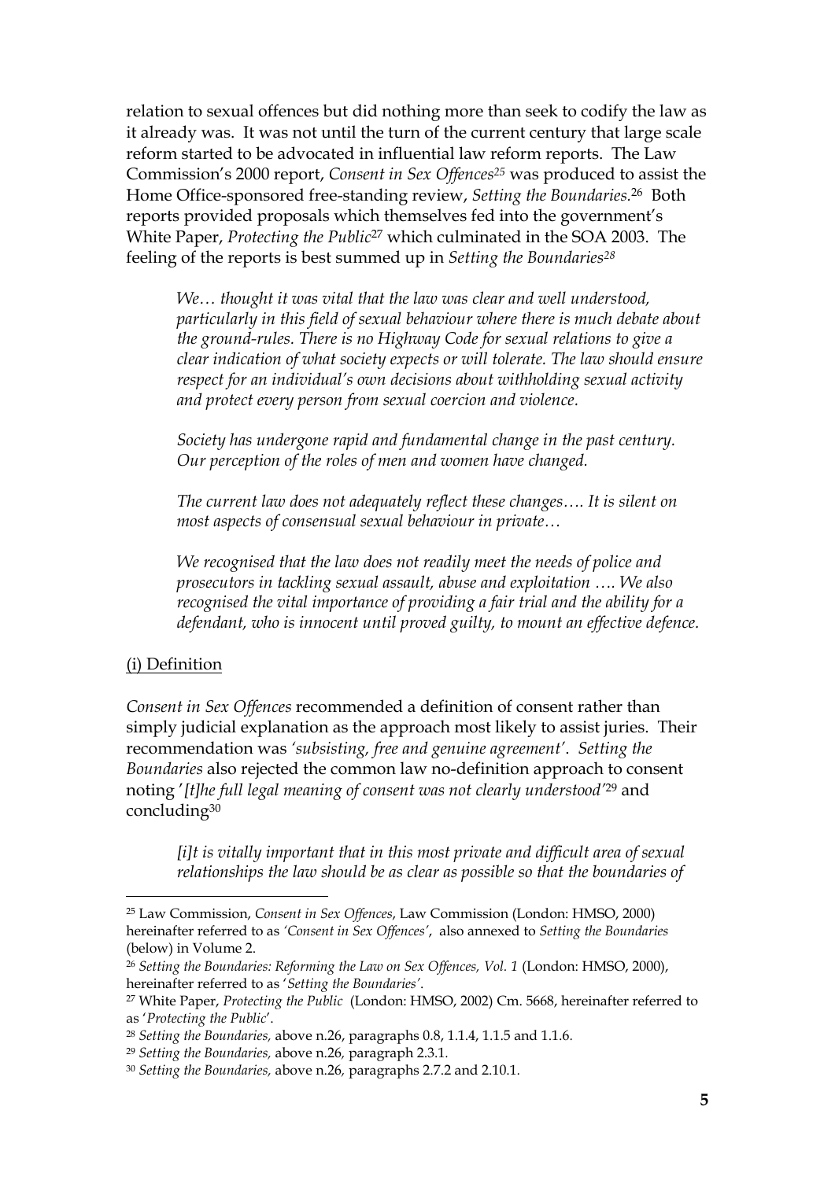relation to sexual offences but did nothing more than seek to codify the law as it already was. It was not until the turn of the current century that large scale reform started to be advocated in influential law reform reports. The Law Commission's 2000 report, *Consent in Sex Offences*[25] was produced to assist the Home Office-sponsored free-standing review, *Setting the Boundaries.*[26] Both reports provided proposals which themselves fed into the government's White Paper, *Protecting the Public*[27] which culminated in the SOA 2003. The feeling of the reports is best summed up in *Setting the Boundaries*[28]

> *We… thought it was vital that the law was clear and well understood, particularly in this field of sexual behaviour where there is much debate about the ground-rules. There is no Highway Code for sexual relations to give a clear indication of what society expects or will tolerate. The law should ensure respect for an individual's own decisions about withholding sexual activity and protect every person from sexual coercion and violence.*
>
> *Society has undergone rapid and fundamental change in the past century. Our perception of the roles of men and women have changed.*
>
> *The current law does not adequately reflect these changes…. It is silent on most aspects of consensual sexual behaviour in private…*
>
> *We recognised that the law does not readily meet the needs of police and prosecutors in tackling sexual assault, abuse and exploitation …. We also recognised the vital importance of providing a fair trial and the ability for a defendant, who is innocent until proved guilty, to mount an effective defence.*

<u>(i) Definition</u>

*Consent in Sex Offences* recommended a definition of consent rather than simply judicial explanation as the approach most likely to assist juries. Their recommendation was *'subsisting, free and genuine agreement'*. *Setting the Boundaries* also rejected the common law no-definition approach to consent noting '*[t]he full legal meaning of consent was not clearly understood'*[29] and concluding[30]

> *[i]t is vitally important that in this most private and difficult area of sexual relationships the law should be as clear as possible so that the boundaries of*

---

[25] Law Commission, *Consent in Sex Offences*, Law Commission (London: HMSO, 2000) hereinafter referred to as *'Consent in Sex Offences'*, also annexed to *Setting the Boundaries* (below) in Volume 2.

[26] *Setting the Boundaries: Reforming the Law on Sex Offences, Vol. 1* (London: HMSO, 2000), hereinafter referred to as '*Setting the Boundaries'*.

[27] White Paper, *Protecting the Public* (London: HMSO, 2002) Cm. 5668, hereinafter referred to as '*Protecting the Public*'.

[28] *Setting the Boundaries,* above n.26, paragraphs 0.8, 1.1.4, 1.1.5 and 1.1.6.

[29] *Setting the Boundaries,* above n.26, paragraph 2.3.1.

[30] *Setting the Boundaries,* above n.26, paragraphs 2.7.2 and 2.10.1.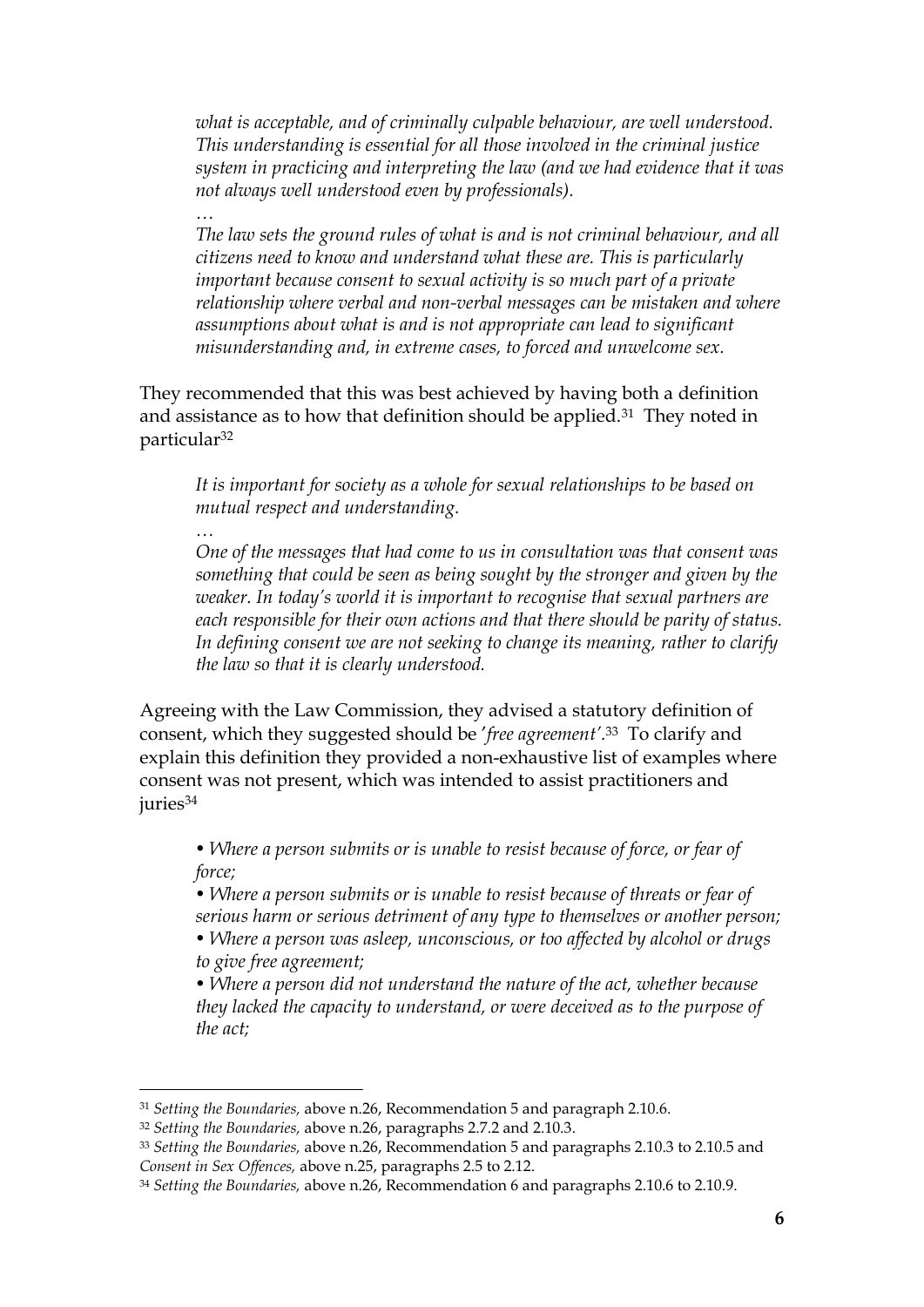> *what is acceptable, and of criminally culpable behaviour, are well understood. This understanding is essential for all those involved in the criminal justice system in practicing and interpreting the law (and we had evidence that it was not always well understood even by professionals).*
>
> *…*
>
> *The law sets the ground rules of what is and is not criminal behaviour, and all citizens need to know and understand what these are. This is particularly important because consent to sexual activity is so much part of a private relationship where verbal and non-verbal messages can be mistaken and where assumptions about what is and is not appropriate can lead to significant misunderstanding and, in extreme cases, to forced and unwelcome sex.*

They recommended that this was best achieved by having both a definition and assistance as to how that definition should be applied.[31] They noted in particular[32]

> *It is important for society as a whole for sexual relationships to be based on mutual respect and understanding.*
>
> *…*
>
> *One of the messages that had come to us in consultation was that consent was something that could be seen as being sought by the stronger and given by the weaker. In today's world it is important to recognise that sexual partners are each responsible for their own actions and that there should be parity of status. In defining consent we are not seeking to change its meaning, rather to clarify the law so that it is clearly understood.*

Agreeing with the Law Commission, they advised a statutory definition of consent, which they suggested should be '*free agreement*'.[33] To clarify and explain this definition they provided a non-exhaustive list of examples where consent was not present, which was intended to assist practitioners and juries[34]

> - *Where a person submits or is unable to resist because of force, or fear of force;*
> - *Where a person submits or is unable to resist because of threats or fear of serious harm or serious detriment of any type to themselves or another person;*
> - *Where a person was asleep, unconscious, or too affected by alcohol or drugs to give free agreement;*
> - *Where a person did not understand the nature of the act, whether because they lacked the capacity to understand, or were deceived as to the purpose of the act;*

---

[31] *Setting the Boundaries,* above n.26, Recommendation 5 and paragraph 2.10.6.

[32] *Setting the Boundaries,* above n.26, paragraphs 2.7.2 and 2.10.3.

[33] *Setting the Boundaries,* above n.26, Recommendation 5 and paragraphs 2.10.3 to 2.10.5 and *Consent in Sex Offences,* above n.25, paragraphs 2.5 to 2.12.

[34] *Setting the Boundaries,* above n.26, Recommendation 6 and paragraphs 2.10.6 to 2.10.9.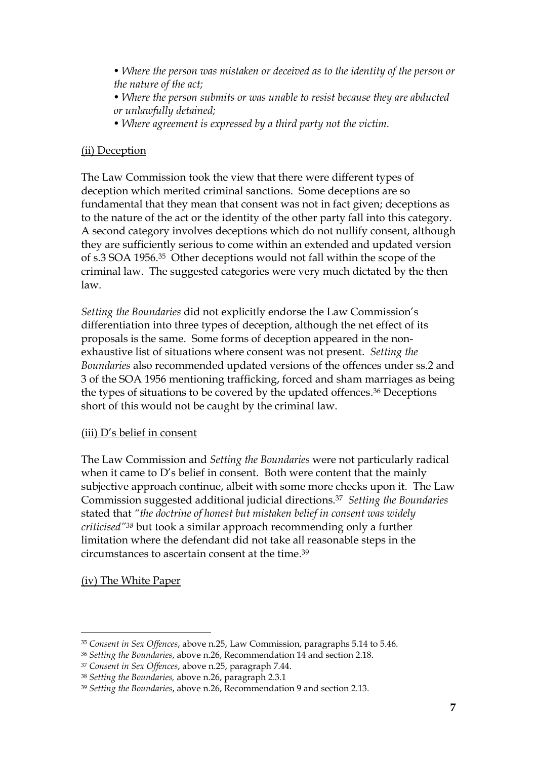- *Where the person was mistaken or deceived as to the identity of the person or the nature of the act;*
- *Where the person submits or was unable to resist because they are abducted or unlawfully detained;*
- *Where agreement is expressed by a third party not the victim.*

<u>(ii) Deception</u>

The Law Commission took the view that there were different types of deception which merited criminal sanctions. Some deceptions are so fundamental that they mean that consent was not in fact given; deceptions as to the nature of the act or the identity of the other party fall into this category. A second category involves deceptions which do not nullify consent, although they are sufficiently serious to come within an extended and updated version of s.3 SOA 1956.[35] Other deceptions would not fall within the scope of the criminal law. The suggested categories were very much dictated by the then law.

*Setting the Boundaries* did not explicitly endorse the Law Commission's differentiation into three types of deception, although the net effect of its proposals is the same. Some forms of deception appeared in the non-exhaustive list of situations where consent was not present. *Setting the Boundaries* also recommended updated versions of the offences under ss.2 and 3 of the SOA 1956 mentioning trafficking, forced and sham marriages as being the types of situations to be covered by the updated offences.[36] Deceptions short of this would not be caught by the criminal law.

<u>(iii) D's belief in consent</u>

The Law Commission and *Setting the Boundaries* were not particularly radical when it came to D's belief in consent. Both were content that the mainly subjective approach continue, albeit with some more checks upon it. The Law Commission suggested additional judicial directions.[37] *Setting the Boundaries* stated that *"the doctrine of honest but mistaken belief in consent was widely criticised"*[38] but took a similar approach recommending only a further limitation where the defendant did not take all reasonable steps in the circumstances to ascertain consent at the time.[39]

<u>(iv) The White Paper</u>

---

[35] *Consent in Sex Offences*, above n.25, Law Commission, paragraphs 5.14 to 5.46.

[36] *Setting the Boundaries*, above n.26, Recommendation 14 and section 2.18.

[37] *Consent in Sex Offences*, above n.25, paragraph 7.44.

[38] *Setting the Boundaries,* above n.26, paragraph 2.3.1

[39] *Setting the Boundaries*, above n.26, Recommendation 9 and section 2.13.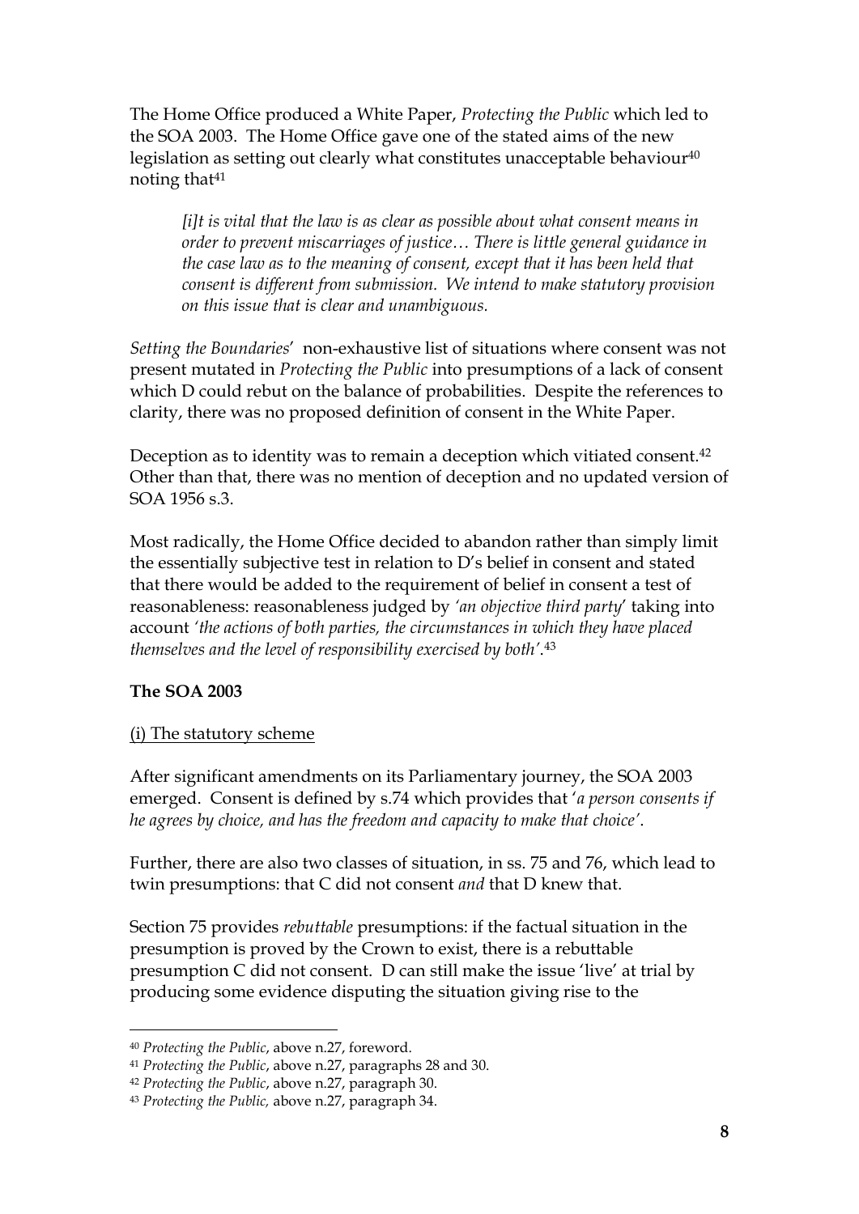The Home Office produced a White Paper, *Protecting the Public* which led to the SOA 2003. The Home Office gave one of the stated aims of the new legislation as setting out clearly what constitutes unacceptable behaviour[40] noting that[41]

> *[i]t is vital that the law is as clear as possible about what consent means in order to prevent miscarriages of justice… There is little general guidance in the case law as to the meaning of consent, except that it has been held that consent is different from submission. We intend to make statutory provision on this issue that is clear and unambiguous.*

*Setting the Boundaries*' non-exhaustive list of situations where consent was not present mutated in *Protecting the Public* into presumptions of a lack of consent which D could rebut on the balance of probabilities. Despite the references to clarity, there was no proposed definition of consent in the White Paper.

Deception as to identity was to remain a deception which vitiated consent.[42] Other than that, there was no mention of deception and no updated version of SOA 1956 s.3.

Most radically, the Home Office decided to abandon rather than simply limit the essentially subjective test in relation to D's belief in consent and stated that there would be added to the requirement of belief in consent a test of reasonableness: reasonableness judged by *'an objective third party*' taking into account *'the actions of both parties, the circumstances in which they have placed themselves and the level of responsibility exercised by both'*.[43]

**The SOA 2003**

(i) The statutory scheme

After significant amendments on its Parliamentary journey, the SOA 2003 emerged. Consent is defined by s.74 which provides that '*a person consents if he agrees by choice, and has the freedom and capacity to make that choice'*.

Further, there are also two classes of situation, in ss. 75 and 76, which lead to twin presumptions: that C did not consent *and* that D knew that.

Section 75 provides *rebuttable* presumptions: if the factual situation in the presumption is proved by the Crown to exist, there is a rebuttable presumption C did not consent. D can still make the issue 'live' at trial by producing some evidence disputing the situation giving rise to the

---

[40] *Protecting the Public*, above n.27, foreword.

[41] *Protecting the Public*, above n.27, paragraphs 28 and 30.

[42] *Protecting the Public*, above n.27, paragraph 30.

[43] *Protecting the Public,* above n.27, paragraph 34.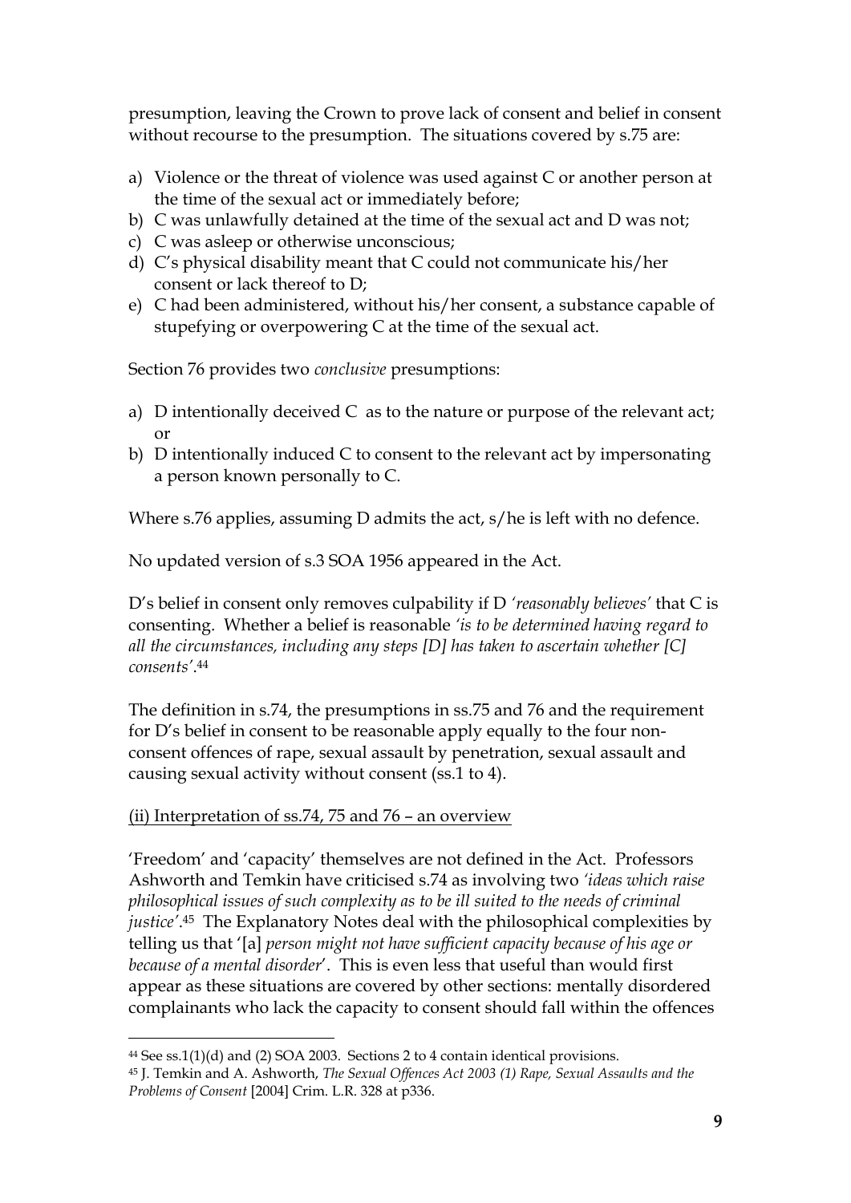presumption, leaving the Crown to prove lack of consent and belief in consent without recourse to the presumption. The situations covered by s.75 are:

a) Violence or the threat of violence was used against C or another person at the time of the sexual act or immediately before;
b) C was unlawfully detained at the time of the sexual act and D was not;
c) C was asleep or otherwise unconscious;
d) C's physical disability meant that C could not communicate his/her consent or lack thereof to D;
e) C had been administered, without his/her consent, a substance capable of stupefying or overpowering C at the time of the sexual act.

Section 76 provides two *conclusive* presumptions:

a) D intentionally deceived C as to the nature or purpose of the relevant act; or
b) D intentionally induced C to consent to the relevant act by impersonating a person known personally to C.

Where s.76 applies, assuming D admits the act, s/he is left with no defence.

No updated version of s.3 SOA 1956 appeared in the Act.

D's belief in consent only removes culpability if D *'reasonably believes'* that C is consenting. Whether a belief is reasonable *'is to be determined having regard to all the circumstances, including any steps [D] has taken to ascertain whether [C] consents'*.[44]

The definition in s.74, the presumptions in ss.75 and 76 and the requirement for D's belief in consent to be reasonable apply equally to the four non-consent offences of rape, sexual assault by penetration, sexual assault and causing sexual activity without consent (ss.1 to 4).

(ii) Interpretation of ss.74, 75 and 76 – an overview

'Freedom' and 'capacity' themselves are not defined in the Act. Professors Ashworth and Temkin have criticised s.74 as involving two *'ideas which raise philosophical issues of such complexity as to be ill suited to the needs of criminal justice'*.[45] The Explanatory Notes deal with the philosophical complexities by telling us that '[a] *person might not have sufficient capacity because of his age or because of a mental disorder*'. This is even less that useful than would first appear as these situations are covered by other sections: mentally disordered complainants who lack the capacity to consent should fall within the offences

[44] See ss.1(1)(d) and (2) SOA 2003. Sections 2 to 4 contain identical provisions.

[45] J. Temkin and A. Ashworth, *The Sexual Offences Act 2003 (1) Rape, Sexual Assaults and the Problems of Consent* [2004] Crim. L.R. 328 at p336.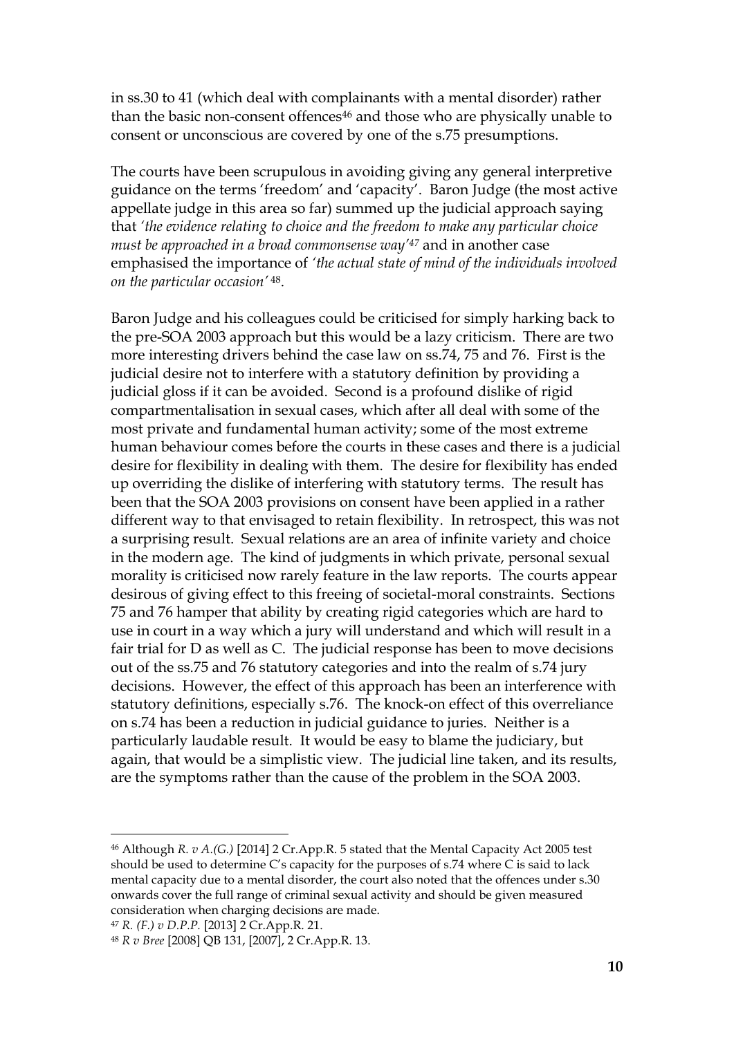in ss.30 to 41 (which deal with complainants with a mental disorder) rather than the basic non-consent offences[46] and those who are physically unable to consent or unconscious are covered by one of the s.75 presumptions.

The courts have been scrupulous in avoiding giving any general interpretive guidance on the terms 'freedom' and 'capacity'. Baron Judge (the most active appellate judge in this area so far) summed up the judicial approach saying that *'the evidence relating to choice and the freedom to make any particular choice must be approached in a broad commonsense way'*[47] and in another case emphasised the importance of *'the actual state of mind of the individuals involved on the particular occasion'*[48].

Baron Judge and his colleagues could be criticised for simply harking back to the pre-SOA 2003 approach but this would be a lazy criticism. There are two more interesting drivers behind the case law on ss.74, 75 and 76. First is the judicial desire not to interfere with a statutory definition by providing a judicial gloss if it can be avoided. Second is a profound dislike of rigid compartmentalisation in sexual cases, which after all deal with some of the most private and fundamental human activity; some of the most extreme human behaviour comes before the courts in these cases and there is a judicial desire for flexibility in dealing with them. The desire for flexibility has ended up overriding the dislike of interfering with statutory terms. The result has been that the SOA 2003 provisions on consent have been applied in a rather different way to that envisaged to retain flexibility. In retrospect, this was not a surprising result. Sexual relations are an area of infinite variety and choice in the modern age. The kind of judgments in which private, personal sexual morality is criticised now rarely feature in the law reports. The courts appear desirous of giving effect to this freeing of societal-moral constraints. Sections 75 and 76 hamper that ability by creating rigid categories which are hard to use in court in a way which a jury will understand and which will result in a fair trial for D as well as C. The judicial response has been to move decisions out of the ss.75 and 76 statutory categories and into the realm of s.74 jury decisions. However, the effect of this approach has been an interference with statutory definitions, especially s.76. The knock-on effect of this overreliance on s.74 has been a reduction in judicial guidance to juries. Neither is a particularly laudable result. It would be easy to blame the judiciary, but again, that would be a simplistic view. The judicial line taken, and its results, are the symptoms rather than the cause of the problem in the SOA 2003.

---

[46] Although *R. v A.(G.)* [2014] 2 Cr.App.R. 5 stated that the Mental Capacity Act 2005 test should be used to determine C's capacity for the purposes of s.74 where C is said to lack mental capacity due to a mental disorder, the court also noted that the offences under s.30 onwards cover the full range of criminal sexual activity and should be given measured consideration when charging decisions are made.

[47] *R. (F.) v D.P.P.* [2013] 2 Cr.App.R. 21.

[48] *R v Bree* [2008] QB 131, [2007], 2 Cr.App.R. 13.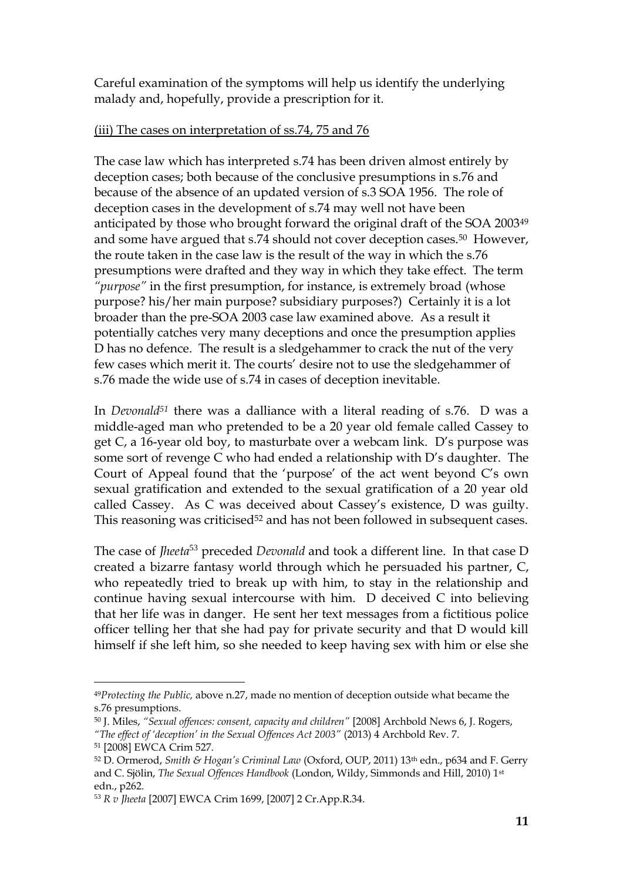Careful examination of the symptoms will help us identify the underlying malady and, hopefully, provide a prescription for it.

(iii) The cases on interpretation of ss.74, 75 and 76

The case law which has interpreted s.74 has been driven almost entirely by deception cases; both because of the conclusive presumptions in s.76 and because of the absence of an updated version of s.3 SOA 1956. The role of deception cases in the development of s.74 may well not have been anticipated by those who brought forward the original draft of the SOA 2003[49] and some have argued that s.74 should not cover deception cases.[50] However, the route taken in the case law is the result of the way in which the s.76 presumptions were drafted and they way in which they take effect. The term *"purpose"* in the first presumption, for instance, is extremely broad (whose purpose? his/her main purpose? subsidiary purposes?) Certainly it is a lot broader than the pre-SOA 2003 case law examined above. As a result it potentially catches very many deceptions and once the presumption applies D has no defence. The result is a sledgehammer to crack the nut of the very few cases which merit it. The courts' desire not to use the sledgehammer of s.76 made the wide use of s.74 in cases of deception inevitable.

In *Devonald*[51] there was a dalliance with a literal reading of s.76. D was a middle-aged man who pretended to be a 20 year old female called Cassey to get C, a 16-year old boy, to masturbate over a webcam link. D's purpose was some sort of revenge C who had ended a relationship with D's daughter. The Court of Appeal found that the 'purpose' of the act went beyond C's own sexual gratification and extended to the sexual gratification of a 20 year old called Cassey. As C was deceived about Cassey's existence, D was guilty. This reasoning was criticised[52] and has not been followed in subsequent cases.

The case of *Jheeta*[53] preceded *Devonald* and took a different line. In that case D created a bizarre fantasy world through which he persuaded his partner, C, who repeatedly tried to break up with him, to stay in the relationship and continue having sexual intercourse with him. D deceived C into believing that her life was in danger. He sent her text messages from a fictitious police officer telling her that she had pay for private security and that D would kill himself if she left him, so she needed to keep having sex with him or else she

---

[49] *Protecting the Public,* above n.27, made no mention of deception outside what became the s.76 presumptions.

[50] J. Miles, *"Sexual offences: consent, capacity and children"* [2008] Archbold News 6, J. Rogers, *"The effect of 'deception' in the Sexual Offences Act 2003"* (2013) 4 Archbold Rev. 7.

[51] [2008] EWCA Crim 527.

[52] D. Ormerod, *Smith & Hogan's Criminal Law* (Oxford, OUP, 2011) 13th edn., p634 and F. Gerry and C. Sjölin, *The Sexual Offences Handbook* (London, Wildy, Simmonds and Hill, 2010) 1st edn., p262.

[53] *R v Jheeta* [2007] EWCA Crim 1699, [2007] 2 Cr.App.R.34.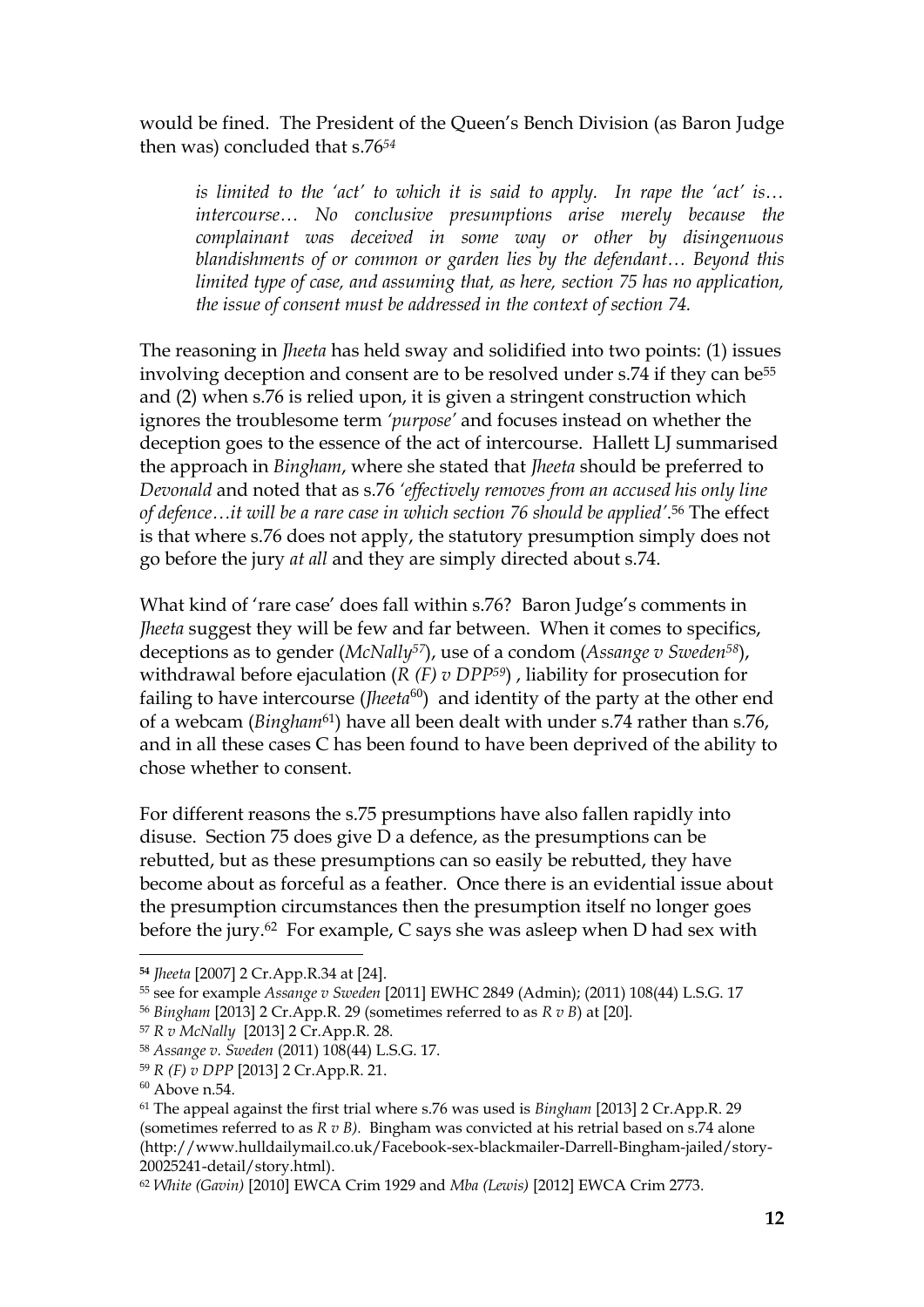would be fined. The President of the Queen's Bench Division (as Baron Judge then was) concluded that s.76[54]

> *is limited to the 'act' to which it is said to apply. In rape the 'act' is… intercourse… No conclusive presumptions arise merely because the complainant was deceived in some way or other by disingenuous blandishments of or common or garden lies by the defendant… Beyond this limited type of case, and assuming that, as here, section 75 has no application, the issue of consent must be addressed in the context of section 74.*

The reasoning in *Jheeta* has held sway and solidified into two points: (1) issues involving deception and consent are to be resolved under s.74 if they can be[55] and (2) when s.76 is relied upon, it is given a stringent construction which ignores the troublesome term *'purpose'* and focuses instead on whether the deception goes to the essence of the act of intercourse. Hallett LJ summarised the approach in *Bingham*, where she stated that *Jheeta* should be preferred to *Devonald* and noted that as s.76 *'effectively removes from an accused his only line of defence…it will be a rare case in which section 76 should be applied'*.[56] The effect is that where s.76 does not apply, the statutory presumption simply does not go before the jury *at all* and they are simply directed about s.74.

What kind of 'rare case' does fall within s.76? Baron Judge's comments in *Jheeta* suggest they will be few and far between. When it comes to specifics, deceptions as to gender (*McNally*[57]), use of a condom (*Assange v Sweden*[58]), withdrawal before ejaculation (*R (F) v DPP*[59]) , liability for prosecution for failing to have intercourse (*Jheeta*[60]) and identity of the party at the other end of a webcam (*Bingham*[61]) have all been dealt with under s.74 rather than s.76, and in all these cases C has been found to have been deprived of the ability to chose whether to consent.

For different reasons the s.75 presumptions have also fallen rapidly into disuse. Section 75 does give D a defence, as the presumptions can be rebutted, but as these presumptions can so easily be rebutted, they have become about as forceful as a feather. Once there is an evidential issue about the presumption circumstances then the presumption itself no longer goes before the jury.[62] For example, C says she was asleep when D had sex with

---

[54] *Jheeta* [2007] 2 Cr.App.R.34 at [24].

[55] see for example *Assange v Sweden* [2011] EWHC 2849 (Admin); (2011) 108(44) L.S.G. 17

[56] *Bingham* [2013] 2 Cr.App.R. 29 (sometimes referred to as *R v B*) at [20].

[57] *R v McNally* [2013] 2 Cr.App.R. 28.

[58] *Assange v. Sweden* (2011) 108(44) L.S.G. 17.

[59] *R (F) v DPP* [2013] 2 Cr.App.R. 21.

[60] Above n.54.

[61] The appeal against the first trial where s.76 was used is *Bingham* [2013] 2 Cr.App.R. 29 (sometimes referred to as *R v B).* Bingham was convicted at his retrial based on s.74 alone (http://www.hulldailymail.co.uk/Facebook-sex-blackmailer-Darrell-Bingham-jailed/story-20025241-detail/story.html).

[62] *White (Gavin)* [2010] EWCA Crim 1929 and *Mba (Lewis)* [2012] EWCA Crim 2773.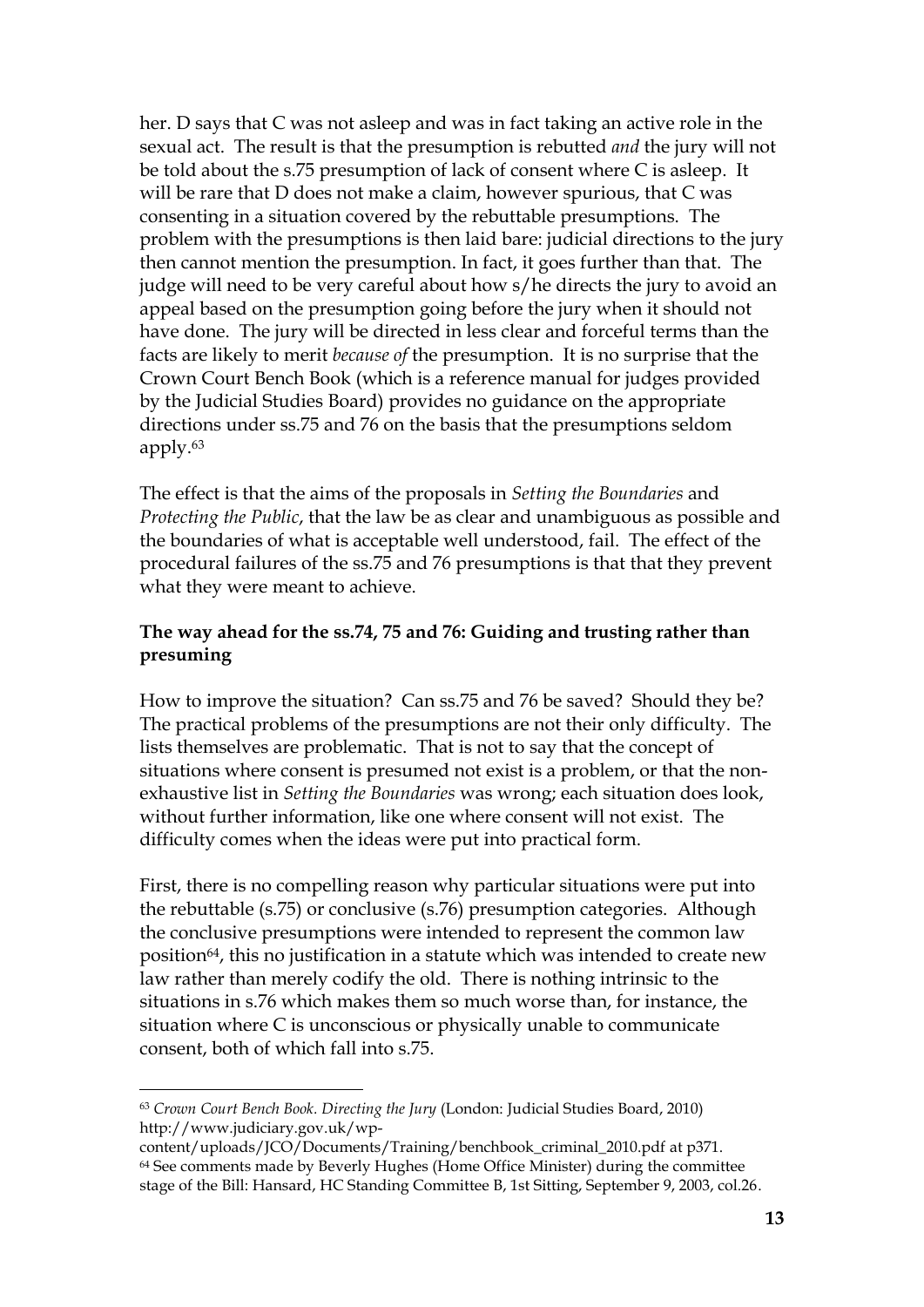her. D says that C was not asleep and was in fact taking an active role in the sexual act. The result is that the presumption is rebutted *and* the jury will not be told about the s.75 presumption of lack of consent where C is asleep. It will be rare that D does not make a claim, however spurious, that C was consenting in a situation covered by the rebuttable presumptions. The problem with the presumptions is then laid bare: judicial directions to the jury then cannot mention the presumption. In fact, it goes further than that. The judge will need to be very careful about how s/he directs the jury to avoid an appeal based on the presumption going before the jury when it should not have done. The jury will be directed in less clear and forceful terms than the facts are likely to merit *because of* the presumption. It is no surprise that the Crown Court Bench Book (which is a reference manual for judges provided by the Judicial Studies Board) provides no guidance on the appropriate directions under ss.75 and 76 on the basis that the presumptions seldom apply.[63]

The effect is that the aims of the proposals in *Setting the Boundaries* and *Protecting the Public*, that the law be as clear and unambiguous as possible and the boundaries of what is acceptable well understood, fail. The effect of the procedural failures of the ss.75 and 76 presumptions is that that they prevent what they were meant to achieve.

**The way ahead for the ss.74, 75 and 76: Guiding and trusting rather than presuming**

How to improve the situation? Can ss.75 and 76 be saved? Should they be? The practical problems of the presumptions are not their only difficulty. The lists themselves are problematic. That is not to say that the concept of situations where consent is presumed not exist is a problem, or that the non-exhaustive list in *Setting the Boundaries* was wrong; each situation does look, without further information, like one where consent will not exist. The difficulty comes when the ideas were put into practical form.

First, there is no compelling reason why particular situations were put into the rebuttable (s.75) or conclusive (s.76) presumption categories. Although the conclusive presumptions were intended to represent the common law position[64], this no justification in a statute which was intended to create new law rather than merely codify the old. There is nothing intrinsic to the situations in s.76 which makes them so much worse than, for instance, the situation where C is unconscious or physically unable to communicate consent, both of which fall into s.75.

---

[63] *Crown Court Bench Book. Directing the Jury* (London: Judicial Studies Board, 2010) http://www.judiciary.gov.uk/wp-content/uploads/JCO/Documents/Training/benchbook_criminal_2010.pdf at p371.

[64] See comments made by Beverly Hughes (Home Office Minister) during the committee stage of the Bill: Hansard, HC Standing Committee B, 1st Sitting, September 9, 2003, col.26.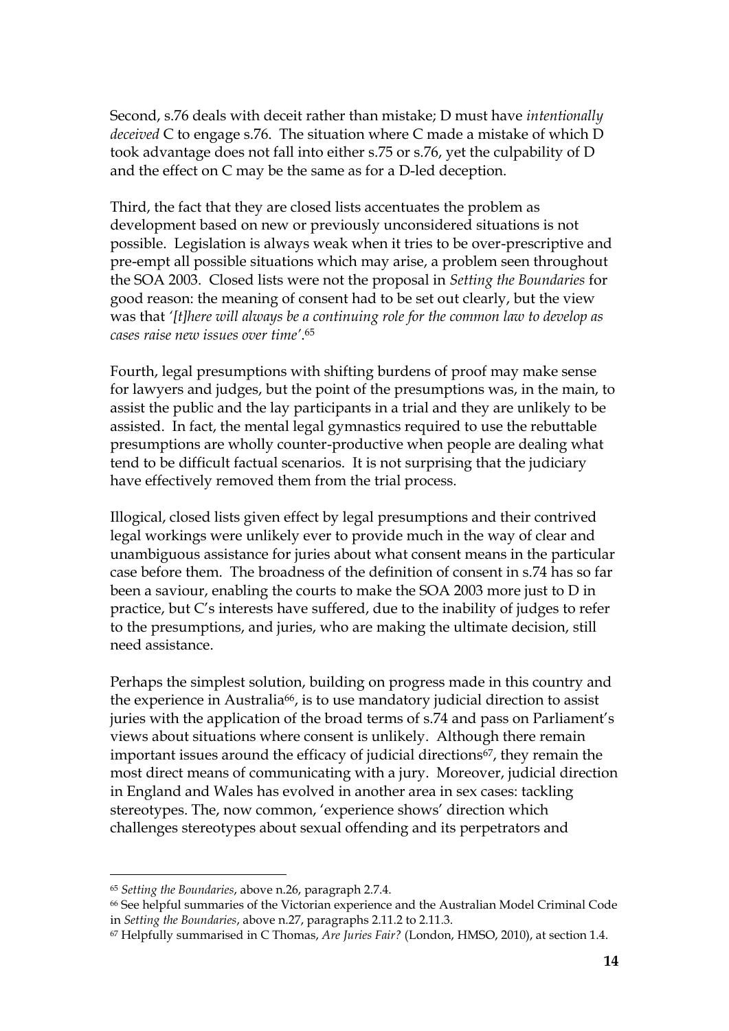Second, s.76 deals with deceit rather than mistake; D must have *intentionally deceived* C to engage s.76. The situation where C made a mistake of which D took advantage does not fall into either s.75 or s.76, yet the culpability of D and the effect on C may be the same as for a D-led deception.

Third, the fact that they are closed lists accentuates the problem as development based on new or previously unconsidered situations is not possible. Legislation is always weak when it tries to be over-prescriptive and pre-empt all possible situations which may arise, a problem seen throughout the SOA 2003. Closed lists were not the proposal in *Setting the Boundaries* for good reason: the meaning of consent had to be set out clearly, but the view was that *'[t]here will always be a continuing role for the common law to develop as cases raise new issues over time'*.[65]

Fourth, legal presumptions with shifting burdens of proof may make sense for lawyers and judges, but the point of the presumptions was, in the main, to assist the public and the lay participants in a trial and they are unlikely to be assisted. In fact, the mental legal gymnastics required to use the rebuttable presumptions are wholly counter-productive when people are dealing what tend to be difficult factual scenarios. It is not surprising that the judiciary have effectively removed them from the trial process.

Illogical, closed lists given effect by legal presumptions and their contrived legal workings were unlikely ever to provide much in the way of clear and unambiguous assistance for juries about what consent means in the particular case before them. The broadness of the definition of consent in s.74 has so far been a saviour, enabling the courts to make the SOA 2003 more just to D in practice, but C's interests have suffered, due to the inability of judges to refer to the presumptions, and juries, who are making the ultimate decision, still need assistance.

Perhaps the simplest solution, building on progress made in this country and the experience in Australia[66], is to use mandatory judicial direction to assist juries with the application of the broad terms of s.74 and pass on Parliament's views about situations where consent is unlikely. Although there remain important issues around the efficacy of judicial directions[67], they remain the most direct means of communicating with a jury. Moreover, judicial direction in England and Wales has evolved in another area in sex cases: tackling stereotypes. The, now common, 'experience shows' direction which challenges stereotypes about sexual offending and its perpetrators and

---

[65] *Setting the Boundaries*, above n.26, paragraph 2.7.4.

[66] See helpful summaries of the Victorian experience and the Australian Model Criminal Code in *Setting the Boundaries*, above n.27, paragraphs 2.11.2 to 2.11.3.

[67] Helpfully summarised in C Thomas, *Are Juries Fair?* (London, HMSO, 2010), at section 1.4.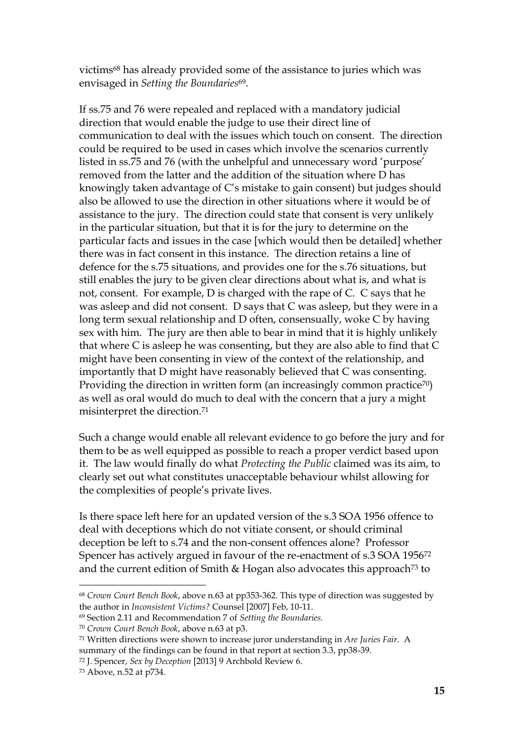victims[68] has already provided some of the assistance to juries which was envisaged in *Setting the Boundaries*[69].

If ss.75 and 76 were repealed and replaced with a mandatory judicial direction that would enable the judge to use their direct line of communication to deal with the issues which touch on consent. The direction could be required to be used in cases which involve the scenarios currently listed in ss.75 and 76 (with the unhelpful and unnecessary word 'purpose' removed from the latter and the addition of the situation where D has knowingly taken advantage of C's mistake to gain consent) but judges should also be allowed to use the direction in other situations where it would be of assistance to the jury. The direction could state that consent is very unlikely in the particular situation, but that it is for the jury to determine on the particular facts and issues in the case [which would then be detailed] whether there was in fact consent in this instance. The direction retains a line of defence for the s.75 situations, and provides one for the s.76 situations, but still enables the jury to be given clear directions about what is, and what is not, consent. For example, D is charged with the rape of C. C says that he was asleep and did not consent. D says that C was asleep, but they were in a long term sexual relationship and D often, consensually, woke C by having sex with him. The jury are then able to bear in mind that it is highly unlikely that where C is asleep he was consenting, but they are also able to find that C might have been consenting in view of the context of the relationship, and importantly that D might have reasonably believed that C was consenting. Providing the direction in written form (an increasingly common practice[70]) as well as oral would do much to deal with the concern that a jury a might misinterpret the direction.[71]

Such a change would enable all relevant evidence to go before the jury and for them to be as well equipped as possible to reach a proper verdict based upon it. The law would finally do what *Protecting the Public* claimed was its aim, to clearly set out what constitutes unacceptable behaviour whilst allowing for the complexities of people's private lives.

Is there space left here for an updated version of the s.3 SOA 1956 offence to deal with deceptions which do not vitiate consent, or should criminal deception be left to s.74 and the non-consent offences alone? Professor Spencer has actively argued in favour of the re-enactment of s.3 SOA 1956[72] and the current edition of Smith & Hogan also advocates this approach[73] to

---

[68] *Crown Court Bench Book*, above n.63 at pp353-362. This type of direction was suggested by the author in *Inconsistent Victims?* Counsel [2007] Feb, 10-11.

[69] Section 2.11 and Recommendation 7 of *Setting the Boundaries.*

[70] *Crown Court Bench Book*, above n.63 at p3.

[71] Written directions were shown to increase juror understanding in *Are Juries Fair*. A summary of the findings can be found in that report at section 3.3, pp38-39.

[72] J. Spencer, *Sex by Deception* [2013] 9 Archbold Review 6.

[73] Above, n.52 at p734.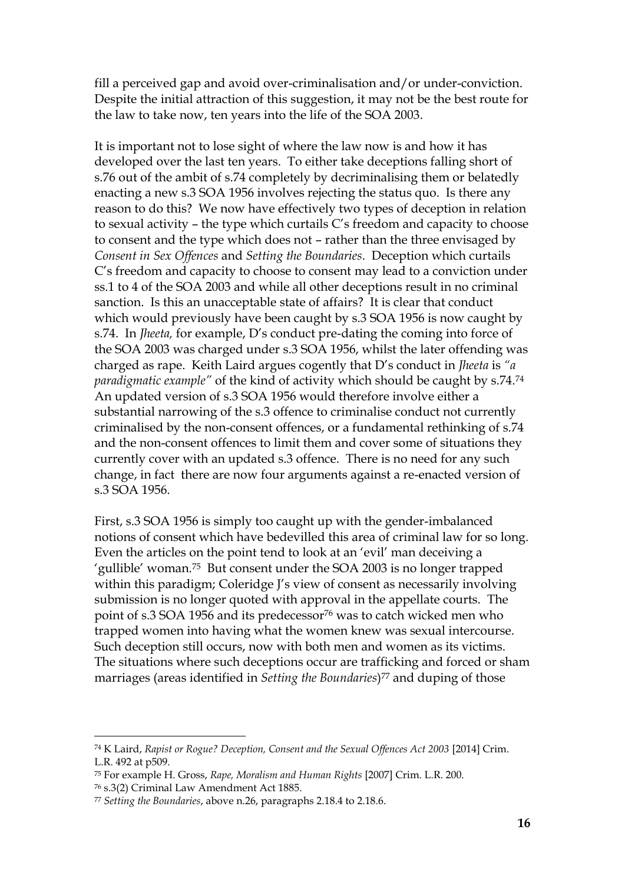fill a perceived gap and avoid over-criminalisation and/or under-conviction. Despite the initial attraction of this suggestion, it may not be the best route for the law to take now, ten years into the life of the SOA 2003.

It is important not to lose sight of where the law now is and how it has developed over the last ten years. To either take deceptions falling short of s.76 out of the ambit of s.74 completely by decriminalising them or belatedly enacting a new s.3 SOA 1956 involves rejecting the status quo. Is there any reason to do this? We now have effectively two types of deception in relation to sexual activity – the type which curtails C's freedom and capacity to choose to consent and the type which does not – rather than the three envisaged by *Consent in Sex Offences* and *Setting the Boundaries*. Deception which curtails C's freedom and capacity to choose to consent may lead to a conviction under ss.1 to 4 of the SOA 2003 and while all other deceptions result in no criminal sanction. Is this an unacceptable state of affairs? It is clear that conduct which would previously have been caught by s.3 SOA 1956 is now caught by s.74. In *Jheeta,* for example, D's conduct pre-dating the coming into force of the SOA 2003 was charged under s.3 SOA 1956, whilst the later offending was charged as rape. Keith Laird argues cogently that D's conduct in *Jheeta* is *"a paradigmatic example"* of the kind of activity which should be caught by s.74.[74] An updated version of s.3 SOA 1956 would therefore involve either a substantial narrowing of the s.3 offence to criminalise conduct not currently criminalised by the non-consent offences, or a fundamental rethinking of s.74 and the non-consent offences to limit them and cover some of situations they currently cover with an updated s.3 offence. There is no need for any such change, in fact there are now four arguments against a re-enacted version of s.3 SOA 1956.

First, s.3 SOA 1956 is simply too caught up with the gender-imbalanced notions of consent which have bedevilled this area of criminal law for so long. Even the articles on the point tend to look at an 'evil' man deceiving a 'gullible' woman.[75] But consent under the SOA 2003 is no longer trapped within this paradigm; Coleridge J's view of consent as necessarily involving submission is no longer quoted with approval in the appellate courts. The point of s.3 SOA 1956 and its predecessor[76] was to catch wicked men who trapped women into having what the women knew was sexual intercourse. Such deception still occurs, now with both men and women as its victims. The situations where such deceptions occur are trafficking and forced or sham marriages (areas identified in *Setting the Boundaries*)[77] and duping of those

---

[74] K Laird, *Rapist or Rogue? Deception, Consent and the Sexual Offences Act 2003* [2014] Crim. L.R. 492 at p509.

[75] For example H. Gross, *Rape, Moralism and Human Rights* [2007] Crim. L.R. 200.

[76] s.3(2) Criminal Law Amendment Act 1885.

[77] *Setting the Boundaries*, above n.26, paragraphs 2.18.4 to 2.18.6.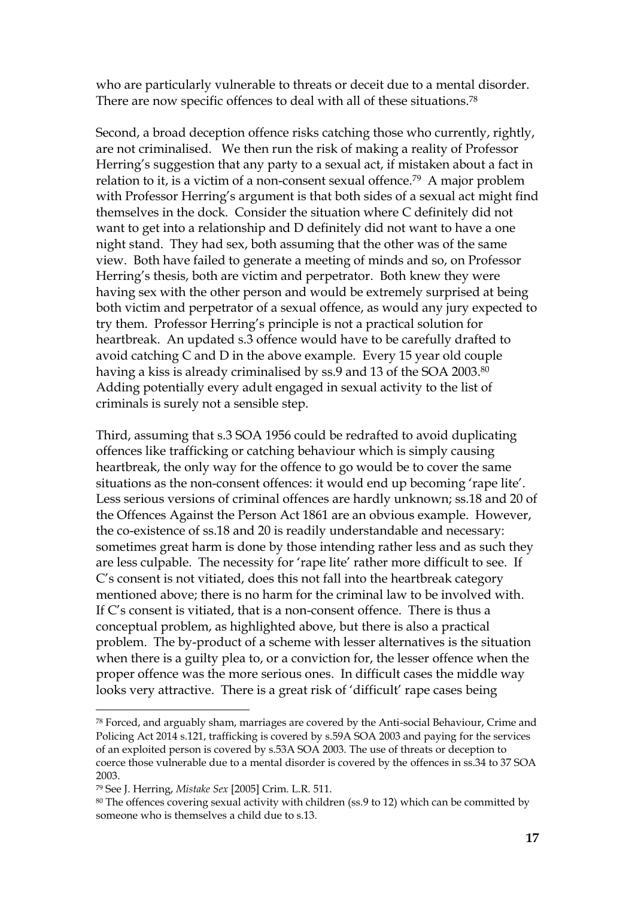who are particularly vulnerable to threats or deceit due to a mental disorder. There are now specific offences to deal with all of these situations.[78]

Second, a broad deception offence risks catching those who currently, rightly, are not criminalised. We then run the risk of making a reality of Professor Herring's suggestion that any party to a sexual act, if mistaken about a fact in relation to it, is a victim of a non-consent sexual offence.[79] A major problem with Professor Herring's argument is that both sides of a sexual act might find themselves in the dock. Consider the situation where C definitely did not want to get into a relationship and D definitely did not want to have a one night stand. They had sex, both assuming that the other was of the same view. Both have failed to generate a meeting of minds and so, on Professor Herring's thesis, both are victim and perpetrator. Both knew they were having sex with the other person and would be extremely surprised at being both victim and perpetrator of a sexual offence, as would any jury expected to try them. Professor Herring's principle is not a practical solution for heartbreak. An updated s.3 offence would have to be carefully drafted to avoid catching C and D in the above example. Every 15 year old couple having a kiss is already criminalised by ss.9 and 13 of the SOA 2003.[80] Adding potentially every adult engaged in sexual activity to the list of criminals is surely not a sensible step.

Third, assuming that s.3 SOA 1956 could be redrafted to avoid duplicating offences like trafficking or catching behaviour which is simply causing heartbreak, the only way for the offence to go would be to cover the same situations as the non-consent offences: it would end up becoming 'rape lite'. Less serious versions of criminal offences are hardly unknown; ss.18 and 20 of the Offences Against the Person Act 1861 are an obvious example. However, the co-existence of ss.18 and 20 is readily understandable and necessary: sometimes great harm is done by those intending rather less and as such they are less culpable. The necessity for 'rape lite' rather more difficult to see. If C's consent is not vitiated, does this not fall into the heartbreak category mentioned above; there is no harm for the criminal law to be involved with. If C's consent is vitiated, that is a non-consent offence. There is thus a conceptual problem, as highlighted above, but there is also a practical problem. The by-product of a scheme with lesser alternatives is the situation when there is a guilty plea to, or a conviction for, the lesser offence when the proper offence was the more serious ones. In difficult cases the middle way looks very attractive. There is a great risk of 'difficult' rape cases being

---

[78] Forced, and arguably sham, marriages are covered by the Anti-social Behaviour, Crime and Policing Act 2014 s.121, trafficking is covered by s.59A SOA 2003 and paying for the services of an exploited person is covered by s.53A SOA 2003. The use of threats or deception to coerce those vulnerable due to a mental disorder is covered by the offences in ss.34 to 37 SOA 2003.

[79] See J. Herring, *Mistake Sex* [2005] Crim. L.R. 511.

[80] The offences covering sexual activity with children (ss.9 to 12) which can be committed by someone who is themselves a child due to s.13.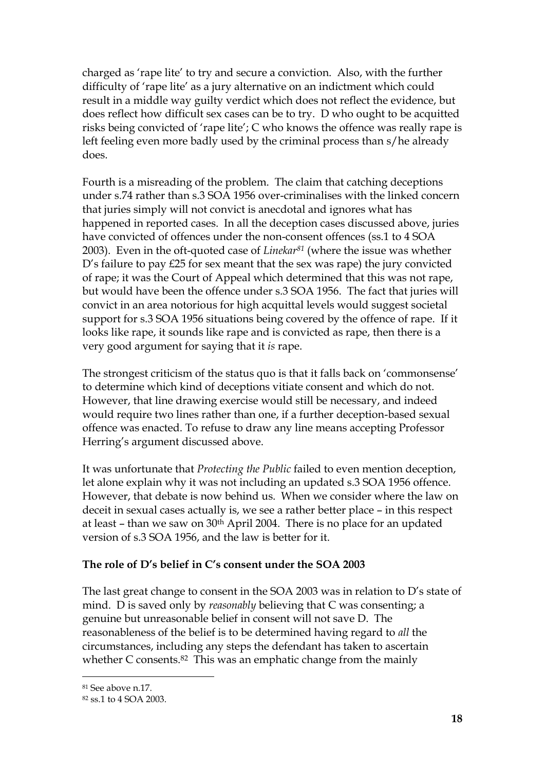charged as 'rape lite' to try and secure a conviction. Also, with the further difficulty of 'rape lite' as a jury alternative on an indictment which could result in a middle way guilty verdict which does not reflect the evidence, but does reflect how difficult sex cases can be to try. D who ought to be acquitted risks being convicted of 'rape lite'; C who knows the offence was really rape is left feeling even more badly used by the criminal process than s/he already does.

Fourth is a misreading of the problem. The claim that catching deceptions under s.74 rather than s.3 SOA 1956 over-criminalises with the linked concern that juries simply will not convict is anecdotal and ignores what has happened in reported cases. In all the deception cases discussed above, juries have convicted of offences under the non-consent offences (ss.1 to 4 SOA 2003). Even in the oft-quoted case of *Linekar*[81] (where the issue was whether D's failure to pay £25 for sex meant that the sex was rape) the jury convicted of rape; it was the Court of Appeal which determined that this was not rape, but would have been the offence under s.3 SOA 1956. The fact that juries will convict in an area notorious for high acquittal levels would suggest societal support for s.3 SOA 1956 situations being covered by the offence of rape. If it looks like rape, it sounds like rape and is convicted as rape, then there is a very good argument for saying that it *is* rape.

The strongest criticism of the status quo is that it falls back on 'commonsense' to determine which kind of deceptions vitiate consent and which do not. However, that line drawing exercise would still be necessary, and indeed would require two lines rather than one, if a further deception-based sexual offence was enacted. To refuse to draw any line means accepting Professor Herring's argument discussed above.

It was unfortunate that *Protecting the Public* failed to even mention deception, let alone explain why it was not including an updated s.3 SOA 1956 offence. However, that debate is now behind us. When we consider where the law on deceit in sexual cases actually is, we see a rather better place – in this respect at least – than we saw on 30th April 2004. There is no place for an updated version of s.3 SOA 1956, and the law is better for it.

**The role of D's belief in C's consent under the SOA 2003**

The last great change to consent in the SOA 2003 was in relation to D's state of mind. D is saved only by *reasonably* believing that C was consenting; a genuine but unreasonable belief in consent will not save D. The reasonableness of the belief is to be determined having regard to *all* the circumstances, including any steps the defendant has taken to ascertain whether C consents.[82] This was an emphatic change from the mainly

---

[81] See above n.17.

[82] ss.1 to 4 SOA 2003.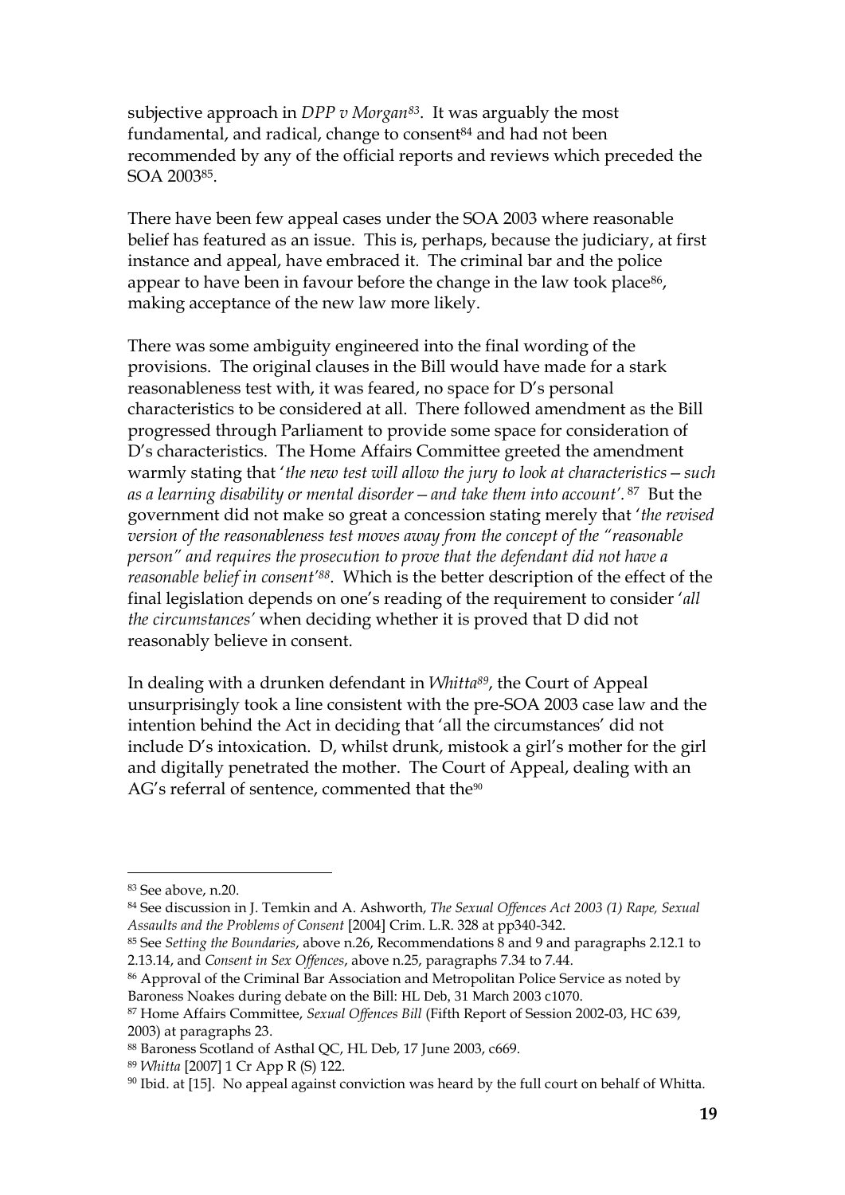subjective approach in *DPP v Morgan*[83]. It was arguably the most fundamental, and radical, change to consent[84] and had not been recommended by any of the official reports and reviews which preceded the SOA 2003[85].

There have been few appeal cases under the SOA 2003 where reasonable belief has featured as an issue. This is, perhaps, because the judiciary, at first instance and appeal, have embraced it. The criminal bar and the police appear to have been in favour before the change in the law took place[86], making acceptance of the new law more likely.

There was some ambiguity engineered into the final wording of the provisions. The original clauses in the Bill would have made for a stark reasonableness test with, it was feared, no space for D's personal characteristics to be considered at all. There followed amendment as the Bill progressed through Parliament to provide some space for consideration of D's characteristics. The Home Affairs Committee greeted the amendment warmly stating that '*the new test will allow the jury to look at characteristics—such as a learning disability or mental disorder—and take them into account'*.[87] But the government did not make so great a concession stating merely that '*the revised version of the reasonableness test moves away from the concept of the "reasonable person" and requires the prosecution to prove that the defendant did not have a reasonable belief in consent'*[88]. Which is the better description of the effect of the final legislation depends on one's reading of the requirement to consider '*all the circumstances'* when deciding whether it is proved that D did not reasonably believe in consent.

In dealing with a drunken defendant in *Whitta*[89], the Court of Appeal unsurprisingly took a line consistent with the pre-SOA 2003 case law and the intention behind the Act in deciding that 'all the circumstances' did not include D's intoxication. D, whilst drunk, mistook a girl's mother for the girl and digitally penetrated the mother. The Court of Appeal, dealing with an AG's referral of sentence, commented that the[90]

---

[83] See above, n.20.

[84] See discussion in J. Temkin and A. Ashworth, *The Sexual Offences Act 2003 (1) Rape, Sexual Assaults and the Problems of Consent* [2004] Crim. L.R. 328 at pp340-342.

[85] See *Setting the Boundaries*, above n.26, Recommendations 8 and 9 and paragraphs 2.12.1 to 2.13.14, and *Consent in Sex Offences*, above n.25, paragraphs 7.34 to 7.44.

[86] Approval of the Criminal Bar Association and Metropolitan Police Service as noted by Baroness Noakes during debate on the Bill: HL Deb, 31 March 2003 c1070.

[87] Home Affairs Committee, *Sexual Offences Bill* (Fifth Report of Session 2002-03, HC 639, 2003) at paragraphs 23.

[88] Baroness Scotland of Asthal QC, HL Deb, 17 June 2003, c669.

[89] *Whitta* [2007] 1 Cr App R (S) 122.

[90] Ibid. at [15]. No appeal against conviction was heard by the full court on behalf of Whitta.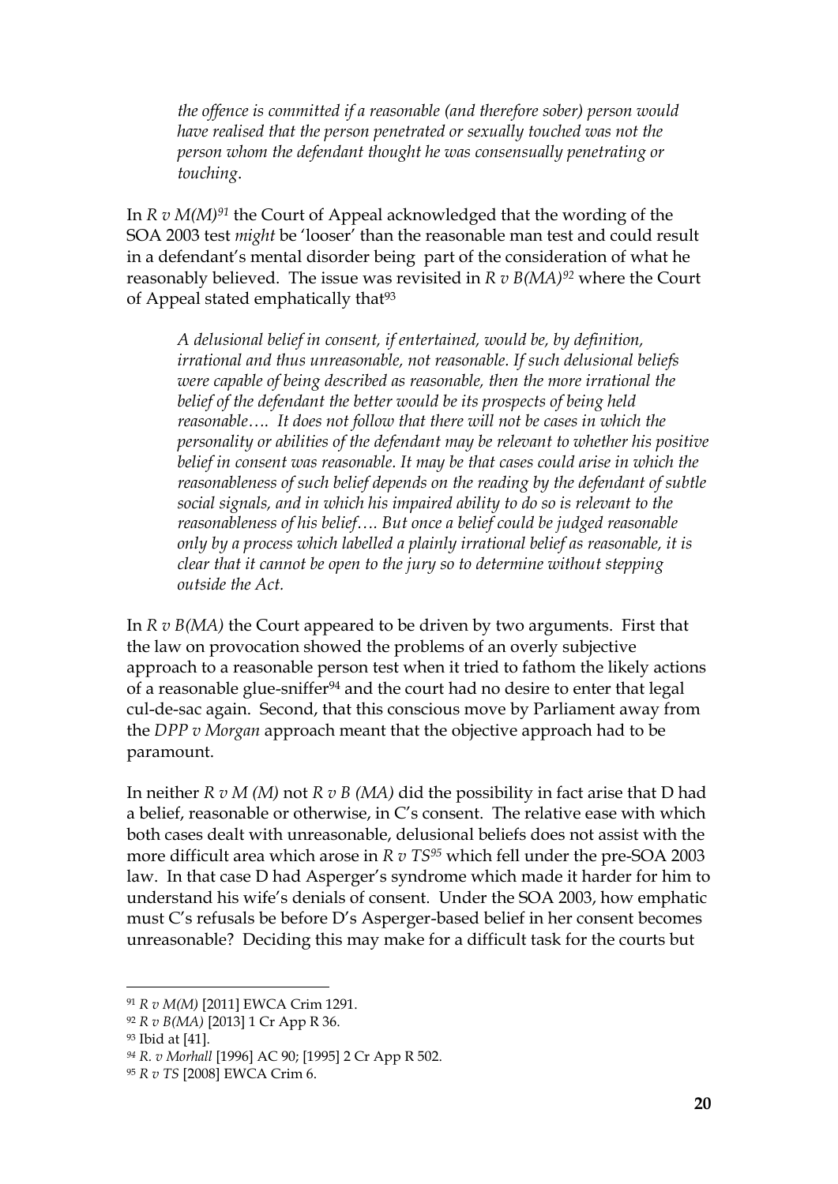> *the offence is committed if a reasonable (and therefore sober) person would have realised that the person penetrated or sexually touched was not the person whom the defendant thought he was consensually penetrating or touching.*

In *R v M(M)*[91] the Court of Appeal acknowledged that the wording of the SOA 2003 test *might* be 'looser' than the reasonable man test and could result in a defendant's mental disorder being part of the consideration of what he reasonably believed. The issue was revisited in *R v B(MA)*[92] where the Court of Appeal stated emphatically that[93]

> *A delusional belief in consent, if entertained, would be, by definition, irrational and thus unreasonable, not reasonable. If such delusional beliefs were capable of being described as reasonable, then the more irrational the belief of the defendant the better would be its prospects of being held reasonable…. It does not follow that there will not be cases in which the personality or abilities of the defendant may be relevant to whether his positive belief in consent was reasonable. It may be that cases could arise in which the reasonableness of such belief depends on the reading by the defendant of subtle social signals, and in which his impaired ability to do so is relevant to the reasonableness of his belief…. But once a belief could be judged reasonable only by a process which labelled a plainly irrational belief as reasonable, it is clear that it cannot be open to the jury so to determine without stepping outside the Act.*

In *R v B(MA)* the Court appeared to be driven by two arguments. First that the law on provocation showed the problems of an overly subjective approach to a reasonable person test when it tried to fathom the likely actions of a reasonable glue-sniffer[94] and the court had no desire to enter that legal cul-de-sac again. Second, that this conscious move by Parliament away from the *DPP v Morgan* approach meant that the objective approach had to be paramount.

In neither *R v M (M)* not *R v B (MA)* did the possibility in fact arise that D had a belief, reasonable or otherwise, in C's consent. The relative ease with which both cases dealt with unreasonable, delusional beliefs does not assist with the more difficult area which arose in *R v TS*[95] which fell under the pre-SOA 2003 law. In that case D had Asperger's syndrome which made it harder for him to understand his wife's denials of consent. Under the SOA 2003, how emphatic must C's refusals be before D's Asperger-based belief in her consent becomes unreasonable? Deciding this may make for a difficult task for the courts but

---

[91] *R v M(M)* [2011] EWCA Crim 1291.

[92] *R v B(MA)* [2013] 1 Cr App R 36.

[93] Ibid at [41].

[94] *R. v Morhall* [1996] AC 90; [1995] 2 Cr App R 502.

[95] *R v TS* [2008] EWCA Crim 6.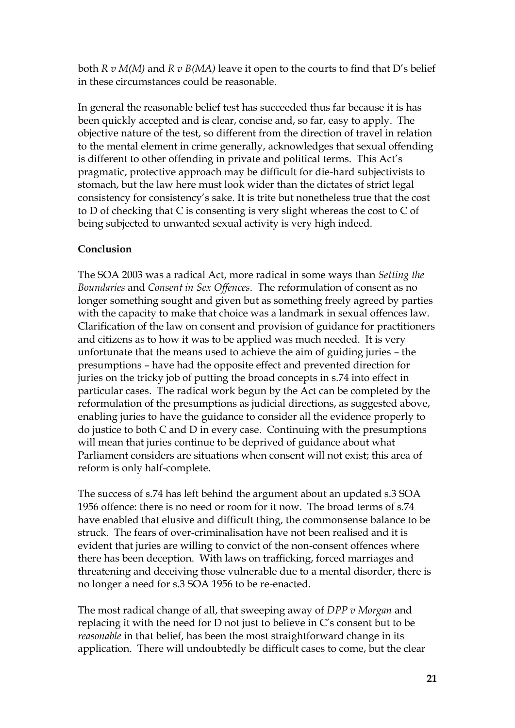both *R v M(M)* and *R v B(MA)* leave it open to the courts to find that D's belief in these circumstances could be reasonable.

In general the reasonable belief test has succeeded thus far because it is has been quickly accepted and is clear, concise and, so far, easy to apply. The objective nature of the test, so different from the direction of travel in relation to the mental element in crime generally, acknowledges that sexual offending is different to other offending in private and political terms. This Act's pragmatic, protective approach may be difficult for die-hard subjectivists to stomach, but the law here must look wider than the dictates of strict legal consistency for consistency's sake. It is trite but nonetheless true that the cost to D of checking that C is consenting is very slight whereas the cost to C of being subjected to unwanted sexual activity is very high indeed.

**Conclusion**

The SOA 2003 was a radical Act, more radical in some ways than *Setting the Boundaries* and *Consent in Sex Offences*. The reformulation of consent as no longer something sought and given but as something freely agreed by parties with the capacity to make that choice was a landmark in sexual offences law. Clarification of the law on consent and provision of guidance for practitioners and citizens as to how it was to be applied was much needed. It is very unfortunate that the means used to achieve the aim of guiding juries – the presumptions – have had the opposite effect and prevented direction for juries on the tricky job of putting the broad concepts in s.74 into effect in particular cases. The radical work begun by the Act can be completed by the reformulation of the presumptions as judicial directions, as suggested above, enabling juries to have the guidance to consider all the evidence properly to do justice to both C and D in every case. Continuing with the presumptions will mean that juries continue to be deprived of guidance about what Parliament considers are situations when consent will not exist; this area of reform is only half-complete.

The success of s.74 has left behind the argument about an updated s.3 SOA 1956 offence: there is no need or room for it now. The broad terms of s.74 have enabled that elusive and difficult thing, the commonsense balance to be struck. The fears of over-criminalisation have not been realised and it is evident that juries are willing to convict of the non-consent offences where there has been deception. With laws on trafficking, forced marriages and threatening and deceiving those vulnerable due to a mental disorder, there is no longer a need for s.3 SOA 1956 to be re-enacted.

The most radical change of all, that sweeping away of *DPP v Morgan* and replacing it with the need for D not just to believe in C's consent but to be *reasonable* in that belief, has been the most straightforward change in its application. There will undoubtedly be difficult cases to come, but the clear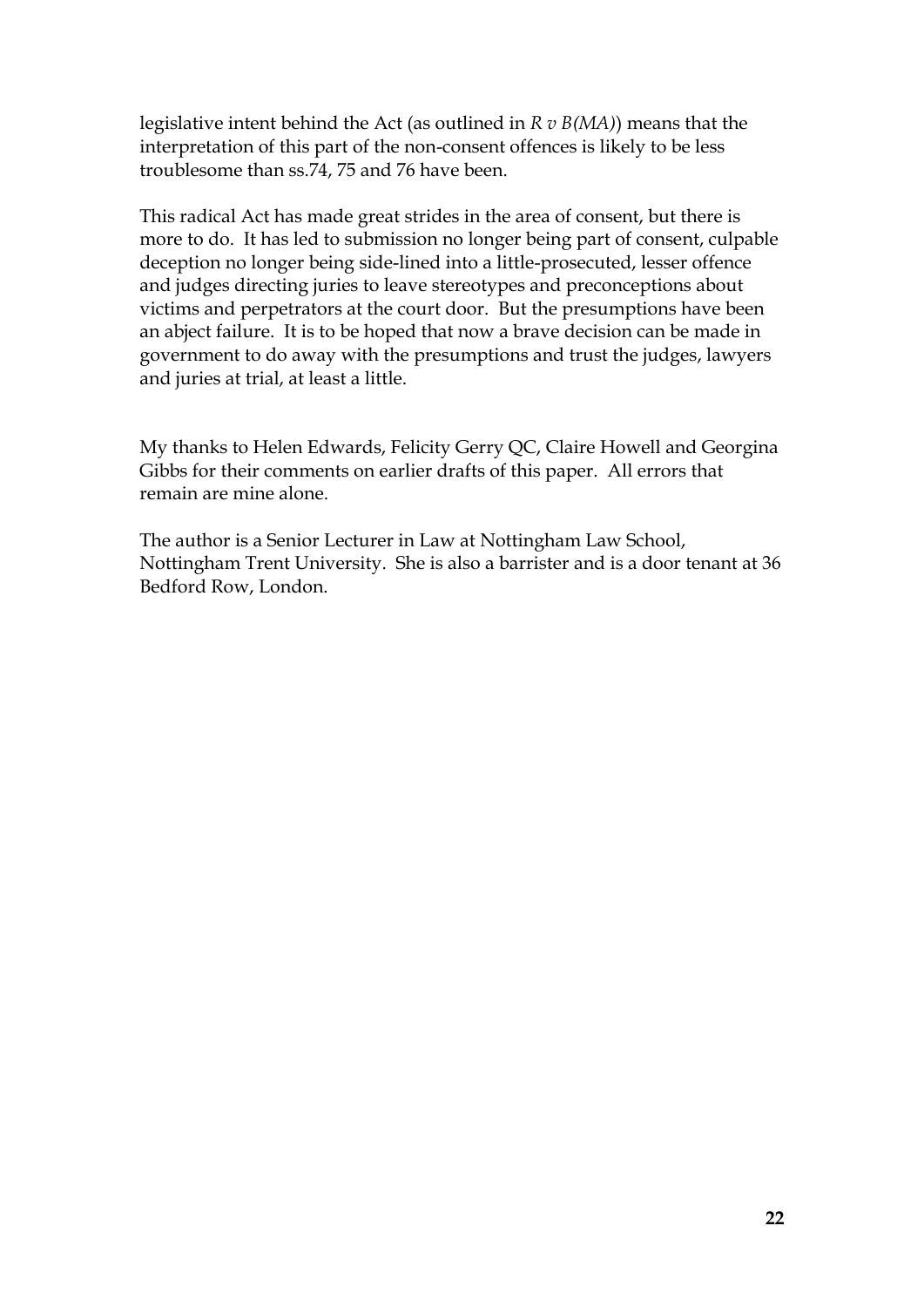legislative intent behind the Act (as outlined in *R v B(MA)*) means that the interpretation of this part of the non-consent offences is likely to be less troublesome than ss.74, 75 and 76 have been.

This radical Act has made great strides in the area of consent, but there is more to do. It has led to submission no longer being part of consent, culpable deception no longer being side-lined into a little-prosecuted, lesser offence and judges directing juries to leave stereotypes and preconceptions about victims and perpetrators at the court door. But the presumptions have been an abject failure. It is to be hoped that now a brave decision can be made in government to do away with the presumptions and trust the judges, lawyers and juries at trial, at least a little.

My thanks to Helen Edwards, Felicity Gerry QC, Claire Howell and Georgina Gibbs for their comments on earlier drafts of this paper. All errors that remain are mine alone.

The author is a Senior Lecturer in Law at Nottingham Law School, Nottingham Trent University. She is also a barrister and is a door tenant at 36 Bedford Row, London.